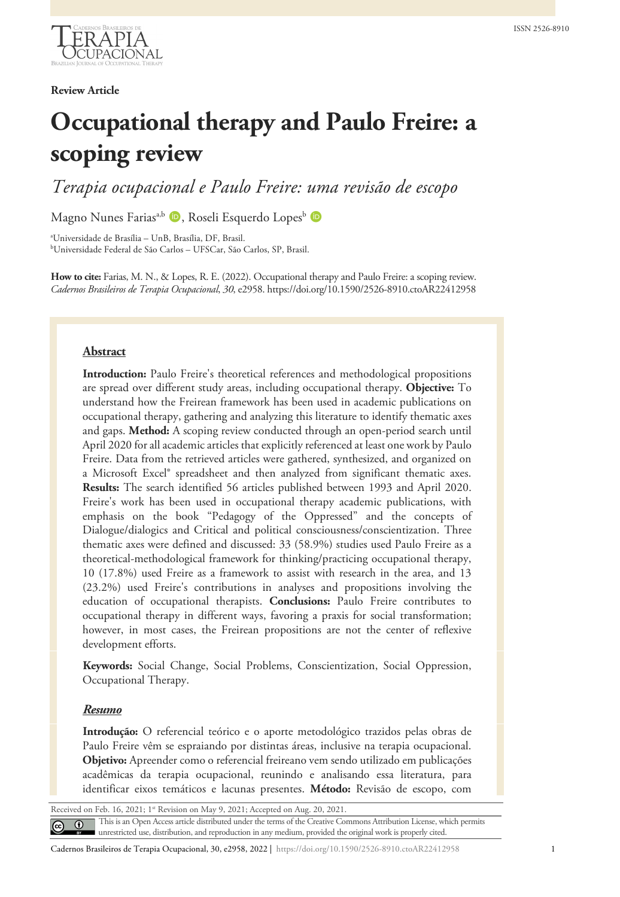**Review Article**

# Occupational therapy and Paulo Freire: a scoping review

*Terapia ocupacional e Paulo Freire: uma revisão de escopo*

Magno Nunes Farias[a,b], Roseli Esquerdo Lopes[b]

[a]Universidade de Brasília – UnB, Brasília, DF, Brasil.
[b]Universidade Federal de São Carlos – UFSCar, São Carlos, SP, Brasil.

**How to cite:** Farias, M. N., & Lopes, R. E. (2022). Occupational therapy and Paulo Freire: a scoping review. *Cadernos Brasileiros de Terapia Ocupacional*, *30*, e2958. https://doi.org/10.1590/2526-8910.ctoAR22412958

## Abstract

**Introduction:** Paulo Freire's theoretical references and methodological propositions are spread over different study areas, including occupational therapy. **Objective:** To understand how the Freirean framework has been used in academic publications on occupational therapy, gathering and analyzing this literature to identify thematic axes and gaps. **Method:** A scoping review conducted through an open-period search until April 2020 for all academic articles that explicitly referenced at least one work by Paulo Freire. Data from the retrieved articles were gathered, synthesized, and organized on a Microsoft Excel® spreadsheet and then analyzed from significant thematic axes. **Results:** The search identified 56 articles published between 1993 and April 2020. Freire's work has been used in occupational therapy academic publications, with emphasis on the book "Pedagogy of the Oppressed" and the concepts of Dialogue/dialogics and Critical and political consciousness/conscientization. Three thematic axes were defined and discussed: 33 (58.9%) studies used Paulo Freire as a theoretical-methodological framework for thinking/practicing occupational therapy, 10 (17.8%) used Freire as a framework to assist with research in the area, and 13 (23.2%) used Freire's contributions in analyses and propositions involving the education of occupational therapists. **Conclusions:** Paulo Freire contributes to occupational therapy in different ways, favoring a praxis for social transformation; however, in most cases, the Freirean propositions are not the center of reflexive development efforts.

**Keywords:** Social Change, Social Problems, Conscientization, Social Oppression, Occupational Therapy.

## *Resumo*

**Introdução:** O referencial teórico e o aporte metodológico trazidos pelas obras de Paulo Freire vêm se espraiando por distintas áreas, inclusive na terapia ocupacional. **Objetivo:** Apreender como o referencial freireano vem sendo utilizado em publicações acadêmicas da terapia ocupacional, reunindo e analisando essa literatura, para identificar eixos temáticos e lacunas presentes. **Método:** Revisão de escopo, com

Received on Feb. 16, 2021; 1st Revision on May 9, 2021; Accepted on Aug. 20, 2021.

This is an Open Access article distributed under the terms of the Creative Commons Attribution License, which permits unrestricted use, distribution, and reproduction in any medium, provided the original work is properly cited.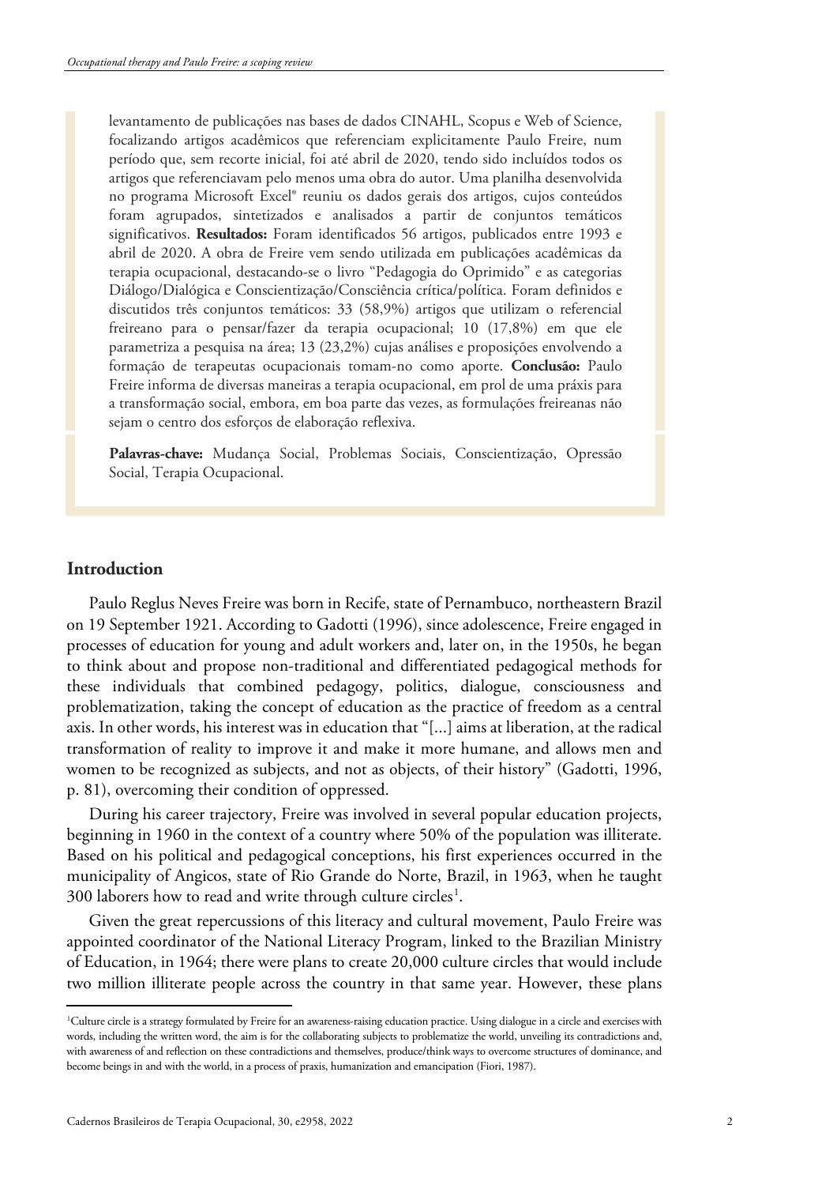levantamento de publicações nas bases de dados CINAHL, Scopus e Web of Science, focalizando artigos acadêmicos que referenciam explicitamente Paulo Freire, num período que, sem recorte inicial, foi até abril de 2020, tendo sido incluídos todos os artigos que referenciavam pelo menos uma obra do autor. Uma planilha desenvolvida no programa Microsoft Excel® reuniu os dados gerais dos artigos, cujos conteúdos foram agrupados, sintetizados e analisados a partir de conjuntos temáticos significativos. **Resultados:** Foram identificados 56 artigos, publicados entre 1993 e abril de 2020. A obra de Freire vem sendo utilizada em publicações acadêmicas da terapia ocupacional, destacando-se o livro "Pedagogia do Oprimido" e as categorias Diálogo/Dialógica e Conscientização/Consciência crítica/política. Foram definidos e discutidos três conjuntos temáticos: 33 (58,9%) artigos que utilizam o referencial freireano para o pensar/fazer da terapia ocupacional; 10 (17,8%) em que ele parametriza a pesquisa na área; 13 (23,2%) cujas análises e proposições envolvendo a formação de terapeutas ocupacionais tomam-no como aporte. **Conclusão:** Paulo Freire informa de diversas maneiras a terapia ocupacional, em prol de uma práxis para a transformação social, embora, em boa parte das vezes, as formulações freireanas não sejam o centro dos esforços de elaboração reflexiva.

**Palavras-chave:** Mudança Social, Problemas Sociais, Conscientização, Opressão Social, Terapia Ocupacional.

## Introduction

Paulo Reglus Neves Freire was born in Recife, state of Pernambuco, northeastern Brazil on 19 September 1921. According to Gadotti (1996), since adolescence, Freire engaged in processes of education for young and adult workers and, later on, in the 1950s, he began to think about and propose non-traditional and differentiated pedagogical methods for these individuals that combined pedagogy, politics, dialogue, consciousness and problematization, taking the concept of education as the practice of freedom as a central axis. In other words, his interest was in education that "[...] aims at liberation, at the radical transformation of reality to improve it and make it more humane, and allows men and women to be recognized as subjects, and not as objects, of their history" (Gadotti, 1996, p. 81), overcoming their condition of oppressed.

During his career trajectory, Freire was involved in several popular education projects, beginning in 1960 in the context of a country where 50% of the population was illiterate. Based on his political and pedagogical conceptions, his first experiences occurred in the municipality of Angicos, state of Rio Grande do Norte, Brazil, in 1963, when he taught 300 laborers how to read and write through culture circles[1].

Given the great repercussions of this literacy and cultural movement, Paulo Freire was appointed coordinator of the National Literacy Program, linked to the Brazilian Ministry of Education, in 1964; there were plans to create 20,000 culture circles that would include two million illiterate people across the country in that same year. However, these plans

[1]Culture circle is a strategy formulated by Freire for an awareness-raising education practice. Using dialogue in a circle and exercises with words, including the written word, the aim is for the collaborating subjects to problematize the world, unveiling its contradictions and, with awareness of and reflection on these contradictions and themselves, produce/think ways to overcome structures of dominance, and become beings in and with the world, in a process of praxis, humanization and emancipation (Fiori, 1987).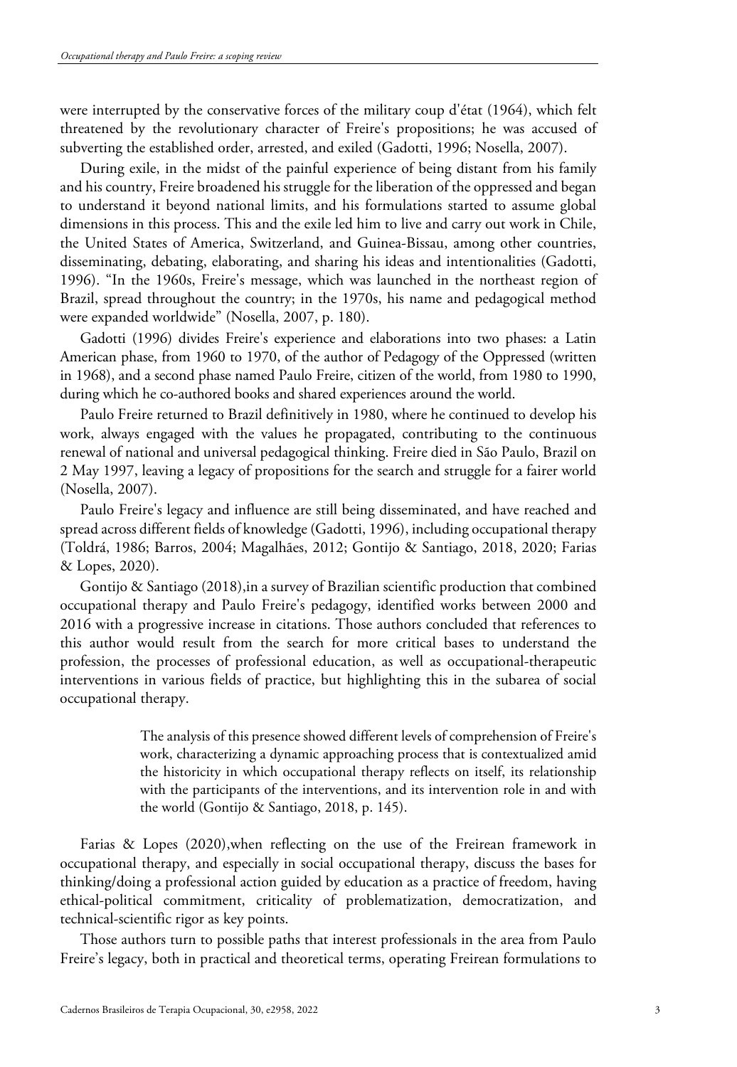were interrupted by the conservative forces of the military coup d'état (1964), which felt threatened by the revolutionary character of Freire's propositions; he was accused of subverting the established order, arrested, and exiled (Gadotti, 1996; Nosella, 2007).

During exile, in the midst of the painful experience of being distant from his family and his country, Freire broadened his struggle for the liberation of the oppressed and began to understand it beyond national limits, and his formulations started to assume global dimensions in this process. This and the exile led him to live and carry out work in Chile, the United States of America, Switzerland, and Guinea-Bissau, among other countries, disseminating, debating, elaborating, and sharing his ideas and intentionalities (Gadotti, 1996). "In the 1960s, Freire's message, which was launched in the northeast region of Brazil, spread throughout the country; in the 1970s, his name and pedagogical method were expanded worldwide" (Nosella, 2007, p. 180).

Gadotti (1996) divides Freire's experience and elaborations into two phases: a Latin American phase, from 1960 to 1970, of the author of Pedagogy of the Oppressed (written in 1968), and a second phase named Paulo Freire, citizen of the world, from 1980 to 1990, during which he co-authored books and shared experiences around the world.

Paulo Freire returned to Brazil definitively in 1980, where he continued to develop his work, always engaged with the values he propagated, contributing to the continuous renewal of national and universal pedagogical thinking. Freire died in São Paulo, Brazil on 2 May 1997, leaving a legacy of propositions for the search and struggle for a fairer world (Nosella, 2007).

Paulo Freire's legacy and influence are still being disseminated, and have reached and spread across different fields of knowledge (Gadotti, 1996), including occupational therapy (Toldrá, 1986; Barros, 2004; Magalhães, 2012; Gontijo & Santiago, 2018, 2020; Farias & Lopes, 2020).

Gontijo & Santiago (2018),in a survey of Brazilian scientific production that combined occupational therapy and Paulo Freire's pedagogy, identified works between 2000 and 2016 with a progressive increase in citations. Those authors concluded that references to this author would result from the search for more critical bases to understand the profession, the processes of professional education, as well as occupational-therapeutic interventions in various fields of practice, but highlighting this in the subarea of social occupational therapy.

> The analysis of this presence showed different levels of comprehension of Freire's work, characterizing a dynamic approaching process that is contextualized amid the historicity in which occupational therapy reflects on itself, its relationship with the participants of the interventions, and its intervention role in and with the world (Gontijo & Santiago, 2018, p. 145).

Farias & Lopes (2020),when reflecting on the use of the Freirean framework in occupational therapy, and especially in social occupational therapy, discuss the bases for thinking/doing a professional action guided by education as a practice of freedom, having ethical-political commitment, criticality of problematization, democratization, and technical-scientific rigor as key points.

Those authors turn to possible paths that interest professionals in the area from Paulo Freire's legacy, both in practical and theoretical terms, operating Freirean formulations to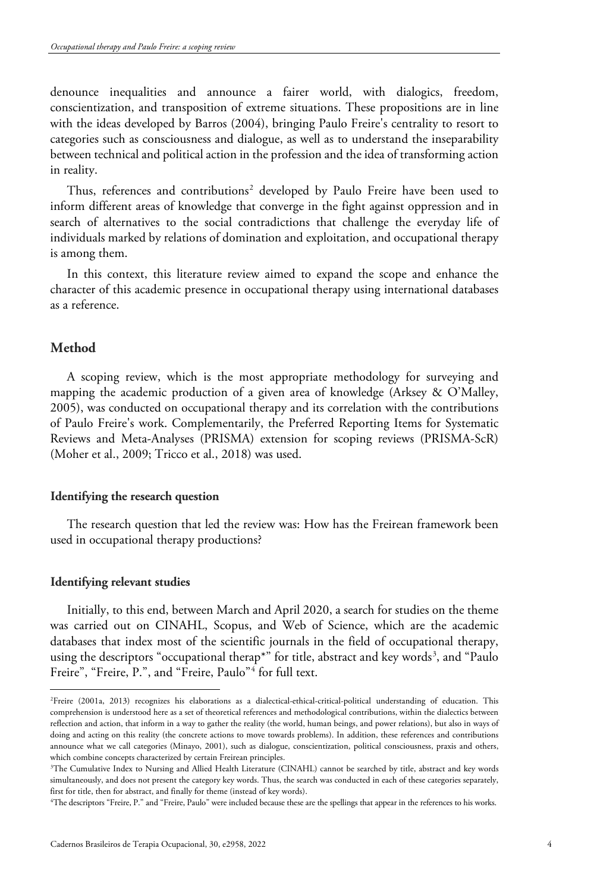denounce inequalities and announce a fairer world, with dialogics, freedom, conscientization, and transposition of extreme situations. These propositions are in line with the ideas developed by Barros (2004), bringing Paulo Freire's centrality to resort to categories such as consciousness and dialogue, as well as to understand the inseparability between technical and political action in the profession and the idea of transforming action in reality.

Thus, references and contributions[2] developed by Paulo Freire have been used to inform different areas of knowledge that converge in the fight against oppression and in search of alternatives to the social contradictions that challenge the everyday life of individuals marked by relations of domination and exploitation, and occupational therapy is among them.

In this context, this literature review aimed to expand the scope and enhance the character of this academic presence in occupational therapy using international databases as a reference.

## Method

A scoping review, which is the most appropriate methodology for surveying and mapping the academic production of a given area of knowledge (Arksey & O'Malley, 2005), was conducted on occupational therapy and its correlation with the contributions of Paulo Freire's work. Complementarily, the Preferred Reporting Items for Systematic Reviews and Meta-Analyses (PRISMA) extension for scoping reviews (PRISMA-ScR) (Moher et al., 2009; Tricco et al., 2018) was used.

### Identifying the research question

The research question that led the review was: How has the Freirean framework been used in occupational therapy productions?

### Identifying relevant studies

Initially, to this end, between March and April 2020, a search for studies on the theme was carried out on CINAHL, Scopus, and Web of Science, which are the academic databases that index most of the scientific journals in the field of occupational therapy, using the descriptors "occupational therap*" for title, abstract and key words[3], and "Paulo Freire", "Freire, P.", and "Freire, Paulo"[4] for full text.

---

[2]Freire (2001a, 2013) recognizes his elaborations as a dialectical-ethical-critical-political understanding of education. This comprehension is understood here as a set of theoretical references and methodological contributions, within the dialectics between reflection and action, that inform in a way to gather the reality (the world, human beings, and power relations), but also in ways of doing and acting on this reality (the concrete actions to move towards problems). In addition, these references and contributions announce what we call categories (Minayo, 2001), such as dialogue, conscientization, political consciousness, praxis and others, which combine concepts characterized by certain Freirean principles.

[3]The Cumulative Index to Nursing and Allied Health Literature (CINAHL) cannot be searched by title, abstract and key words simultaneously, and does not present the category key words. Thus, the search was conducted in each of these categories separately, first for title, then for abstract, and finally for theme (instead of key words).

[4]The descriptors "Freire, P." and "Freire, Paulo" were included because these are the spellings that appear in the references to his works.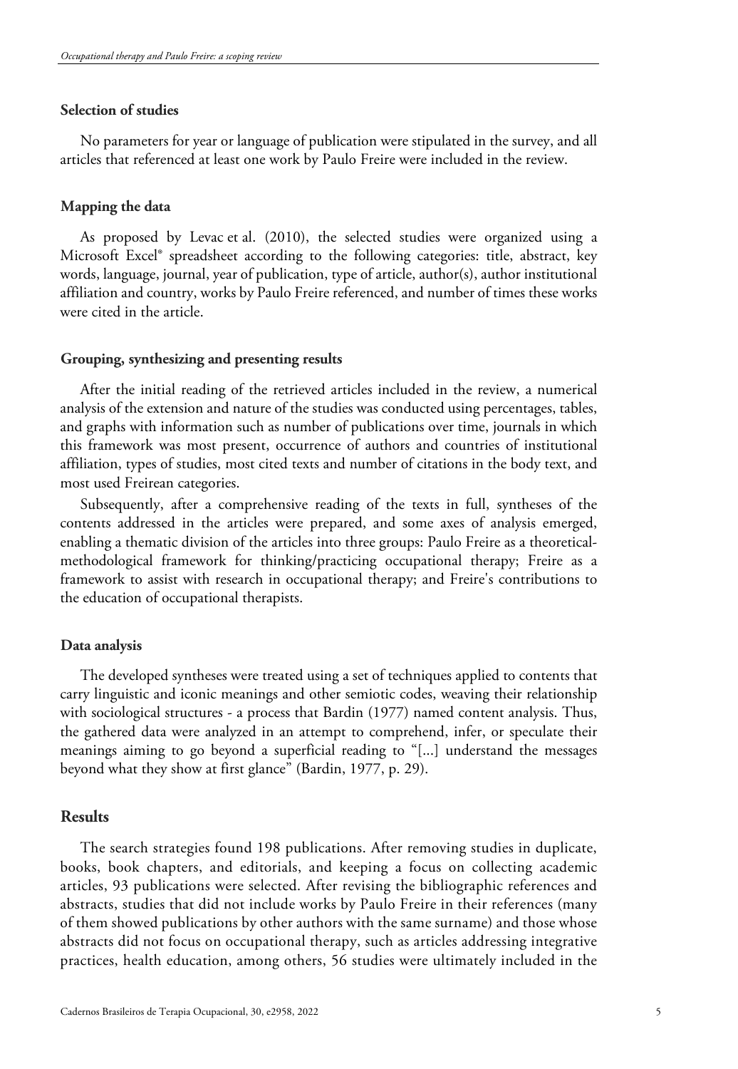### Selection of studies

No parameters for year or language of publication were stipulated in the survey, and all articles that referenced at least one work by Paulo Freire were included in the review.

### Mapping the data

As proposed by Levac et al. (2010), the selected studies were organized using a Microsoft Excel® spreadsheet according to the following categories: title, abstract, key words, language, journal, year of publication, type of article, author(s), author institutional affiliation and country, works by Paulo Freire referenced, and number of times these works were cited in the article.

### Grouping, synthesizing and presenting results

After the initial reading of the retrieved articles included in the review, a numerical analysis of the extension and nature of the studies was conducted using percentages, tables, and graphs with information such as number of publications over time, journals in which this framework was most present, occurrence of authors and countries of institutional affiliation, types of studies, most cited texts and number of citations in the body text, and most used Freirean categories.

Subsequently, after a comprehensive reading of the texts in full, syntheses of the contents addressed in the articles were prepared, and some axes of analysis emerged, enabling a thematic division of the articles into three groups: Paulo Freire as a theoretical-methodological framework for thinking/practicing occupational therapy; Freire as a framework to assist with research in occupational therapy; and Freire's contributions to the education of occupational therapists.

### Data analysis

The developed syntheses were treated using a set of techniques applied to contents that carry linguistic and iconic meanings and other semiotic codes, weaving their relationship with sociological structures - a process that Bardin (1977) named content analysis. Thus, the gathered data were analyzed in an attempt to comprehend, infer, or speculate their meanings aiming to go beyond a superficial reading to "[...] understand the messages beyond what they show at first glance" (Bardin, 1977, p. 29).

## Results

The search strategies found 198 publications. After removing studies in duplicate, books, book chapters, and editorials, and keeping a focus on collecting academic articles, 93 publications were selected. After revising the bibliographic references and abstracts, studies that did not include works by Paulo Freire in their references (many of them showed publications by other authors with the same surname) and those whose abstracts did not focus on occupational therapy, such as articles addressing integrative practices, health education, among others, 56 studies were ultimately included in the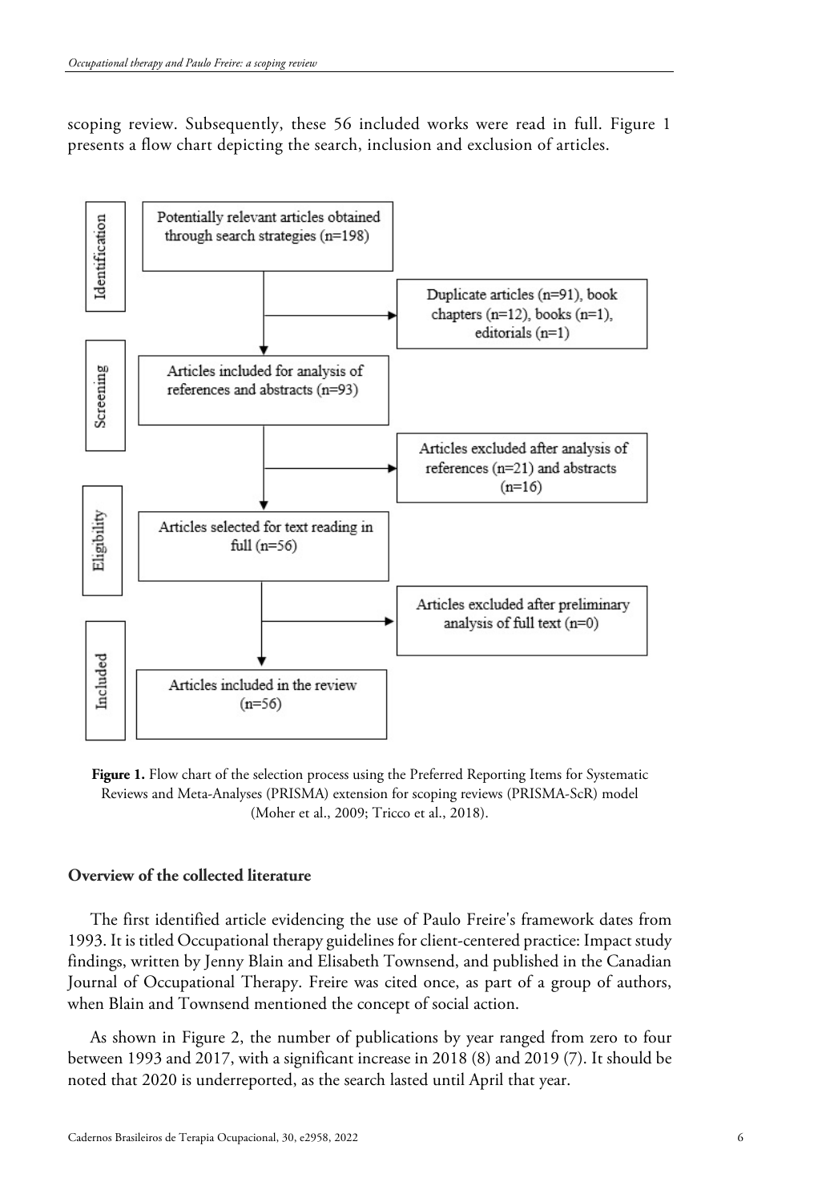scoping review. Subsequently, these 56 included works were read in full. Figure 1 presents a flow chart depicting the search, inclusion and exclusion of articles.

| Stage | Process | Excluded |
| --- | --- | --- |
| Identification | Potentially relevant articles obtained through search strategies (n=198) | Duplicate articles (n=91), book chapters (n=12), books (n=1), editorials (n=1) |
| Screening | Articles included for analysis of references and abstracts (n=93) | Articles excluded after analysis of references (n=21) and abstracts (n=16) |
| Eligibility | Articles selected for text reading in full (n=56) | Articles excluded after preliminary analysis of full text (n=0) |
| Included | Articles included in the review (n=56) | |

**Figure 1.** Flow chart of the selection process using the Preferred Reporting Items for Systematic Reviews and Meta-Analyses (PRISMA) extension for scoping reviews (PRISMA-ScR) model (Moher et al., 2009; Tricco et al., 2018).

### Overview of the collected literature

The first identified article evidencing the use of Paulo Freire's framework dates from 1993. It is titled Occupational therapy guidelines for client-centered practice: Impact study findings, written by Jenny Blain and Elisabeth Townsend, and published in the Canadian Journal of Occupational Therapy. Freire was cited once, as part of a group of authors, when Blain and Townsend mentioned the concept of social action.

As shown in Figure 2, the number of publications by year ranged from zero to four between 1993 and 2017, with a significant increase in 2018 (8) and 2019 (7). It should be noted that 2020 is underreported, as the search lasted until April that year.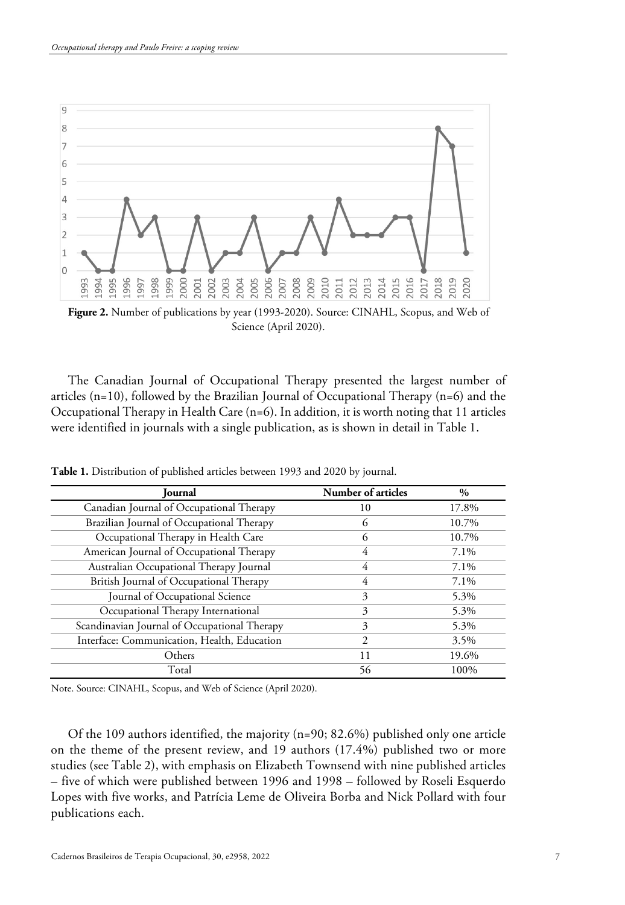**Figure 2.** Number of publications by year (1993-2020). Source: CINAHL, Scopus, and Web of Science (April 2020).

The Canadian Journal of Occupational Therapy presented the largest number of articles (n=10), followed by the Brazilian Journal of Occupational Therapy (n=6) and the Occupational Therapy in Health Care (n=6). In addition, it is worth noting that 11 articles were identified in journals with a single publication, as is shown in detail in Table 1.

**Table 1.** Distribution of published articles between 1993 and 2020 by journal.

| Journal | Number of articles | % |
|---|---|---|
| Canadian Journal of Occupational Therapy | 10 | 17.8% |
| Brazilian Journal of Occupational Therapy | 6 | 10.7% |
| Occupational Therapy in Health Care | 6 | 10.7% |
| American Journal of Occupational Therapy | 4 | 7.1% |
| Australian Occupational Therapy Journal | 4 | 7.1% |
| British Journal of Occupational Therapy | 4 | 7.1% |
| Journal of Occupational Science | 3 | 5.3% |
| Occupational Therapy International | 3 | 5.3% |
| Scandinavian Journal of Occupational Therapy | 3 | 5.3% |
| Interface: Communication, Health, Education | 2 | 3.5% |
| Others | 11 | 19.6% |
| Total | 56 | 100% |

Note. Source: CINAHL, Scopus, and Web of Science (April 2020).

Of the 109 authors identified, the majority (n=90; 82.6%) published only one article on the theme of the present review, and 19 authors (17.4%) published two or more studies (see Table 2), with emphasis on Elizabeth Townsend with nine published articles – five of which were published between 1996 and 1998 – followed by Roseli Esquerdo Lopes with five works, and Patrícia Leme de Oliveira Borba and Nick Pollard with four publications each.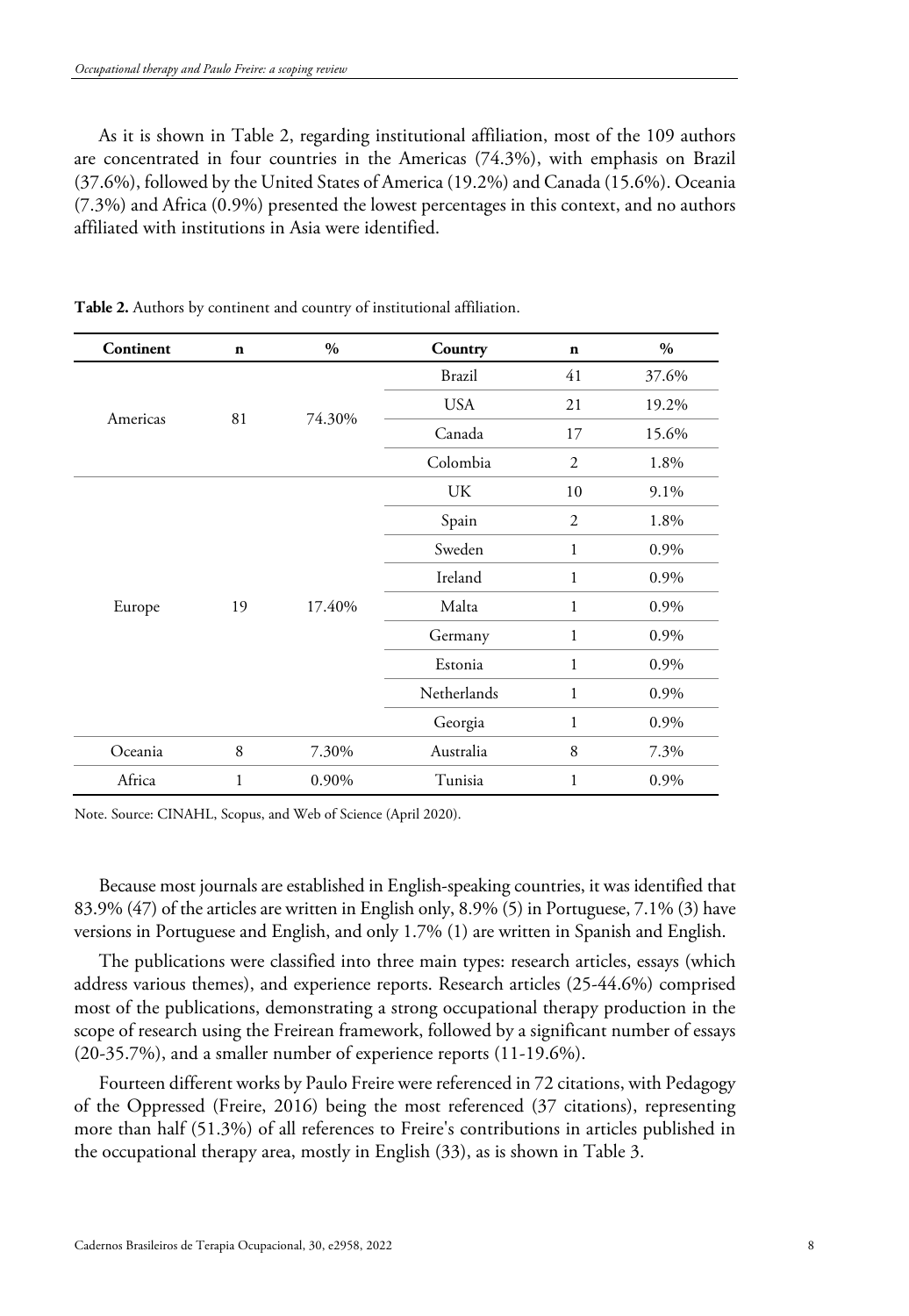As it is shown in Table 2, regarding institutional affiliation, most of the 109 authors are concentrated in four countries in the Americas (74.3%), with emphasis on Brazil (37.6%), followed by the United States of America (19.2%) and Canada (15.6%). Oceania (7.3%) and Africa (0.9%) presented the lowest percentages in this context, and no authors affiliated with institutions in Asia were identified.

**Table 2.** Authors by continent and country of institutional affiliation.

| Continent | n | % | Country | n | % |
|---|---|---|---|---|---|
| Americas | 81 | 74.30% | Brazil | 41 | 37.6% |
| | | | USA | 21 | 19.2% |
| | | | Canada | 17 | 15.6% |
| | | | Colombia | 2 | 1.8% |
| Europe | 19 | 17.40% | UK | 10 | 9.1% |
| | | | Spain | 2 | 1.8% |
| | | | Sweden | 1 | 0.9% |
| | | | Ireland | 1 | 0.9% |
| | | | Malta | 1 | 0.9% |
| | | | Germany | 1 | 0.9% |
| | | | Estonia | 1 | 0.9% |
| | | | Netherlands | 1 | 0.9% |
| | | | Georgia | 1 | 0.9% |
| Oceania | 8 | 7.30% | Australia | 8 | 7.3% |
| Africa | 1 | 0.90% | Tunisia | 1 | 0.9% |

Note. Source: CINAHL, Scopus, and Web of Science (April 2020).

Because most journals are established in English-speaking countries, it was identified that 83.9% (47) of the articles are written in English only, 8.9% (5) in Portuguese, 7.1% (3) have versions in Portuguese and English, and only 1.7% (1) are written in Spanish and English.

The publications were classified into three main types: research articles, essays (which address various themes), and experience reports. Research articles (25-44.6%) comprised most of the publications, demonstrating a strong occupational therapy production in the scope of research using the Freirean framework, followed by a significant number of essays (20-35.7%), and a smaller number of experience reports (11-19.6%).

Fourteen different works by Paulo Freire were referenced in 72 citations, with Pedagogy of the Oppressed (Freire, 2016) being the most referenced (37 citations), representing more than half (51.3%) of all references to Freire's contributions in articles published in the occupational therapy area, mostly in English (33), as is shown in Table 3.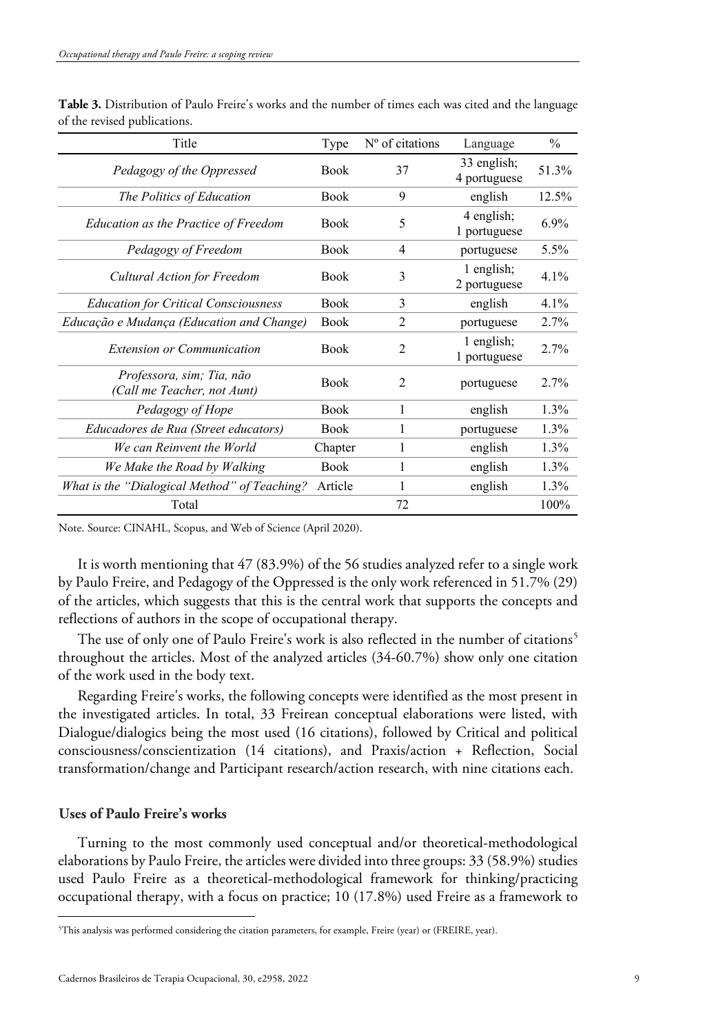**Table 3.** Distribution of Paulo Freire's works and the number of times each was cited and the language of the revised publications.

| Title | Type | Nº of citations | Language | % |
|---|---|---|---|---|
| *Pedagogy of the Oppressed* | Book | 37 | 33 english; 4 portuguese | 51.3% |
| *The Politics of Education* | Book | 9 | english | 12.5% |
| *Education as the Practice of Freedom* | Book | 5 | 4 english; 1 portuguese | 6.9% |
| *Pedagogy of Freedom* | Book | 4 | portuguese | 5.5% |
| *Cultural Action for Freedom* | Book | 3 | 1 english; 2 portuguese | 4.1% |
| *Education for Critical Consciousness* | Book | 3 | english | 4.1% |
| *Educação e Mudança (Education and Change)* | Book | 2 | portuguese | 2.7% |
| *Extension or Communication* | Book | 2 | 1 english; 1 portuguese | 2.7% |
| *Professora, sim; Tia, não (Call me Teacher, not Aunt)* | Book | 2 | portuguese | 2.7% |
| *Pedagogy of Hope* | Book | 1 | english | 1.3% |
| *Educadores de Rua (Street educators)* | Book | 1 | portuguese | 1.3% |
| *We can Reinvent the World* | Chapter | 1 | english | 1.3% |
| *We Make the Road by Walking* | Book | 1 | english | 1.3% |
| *What is the "Dialogical Method" of Teaching?* | Article | 1 | english | 1.3% |
| Total | | 72 | | 100% |

Note. Source: CINAHL, Scopus, and Web of Science (April 2020).

It is worth mentioning that 47 (83.9%) of the 56 studies analyzed refer to a single work by Paulo Freire, and Pedagogy of the Oppressed is the only work referenced in 51.7% (29) of the articles, which suggests that this is the central work that supports the concepts and reflections of authors in the scope of occupational therapy.

The use of only one of Paulo Freire's work is also reflected in the number of citations[5] throughout the articles. Most of the analyzed articles (34-60.7%) show only one citation of the work used in the body text.

Regarding Freire's works, the following concepts were identified as the most present in the investigated articles. In total, 33 Freirean conceptual elaborations were listed, with Dialogue/dialogics being the most used (16 citations), followed by Critical and political consciousness/conscientization (14 citations), and Praxis/action + Reflection, Social transformation/change and Participant research/action research, with nine citations each.

### Uses of Paulo Freire's works

Turning to the most commonly used conceptual and/or theoretical-methodological elaborations by Paulo Freire, the articles were divided into three groups: 33 (58.9%) studies used Paulo Freire as a theoretical-methodological framework for thinking/practicing occupational therapy, with a focus on practice; 10 (17.8%) used Freire as a framework to

[5] This analysis was performed considering the citation parameters, for example, Freire (year) or (FREIRE, year).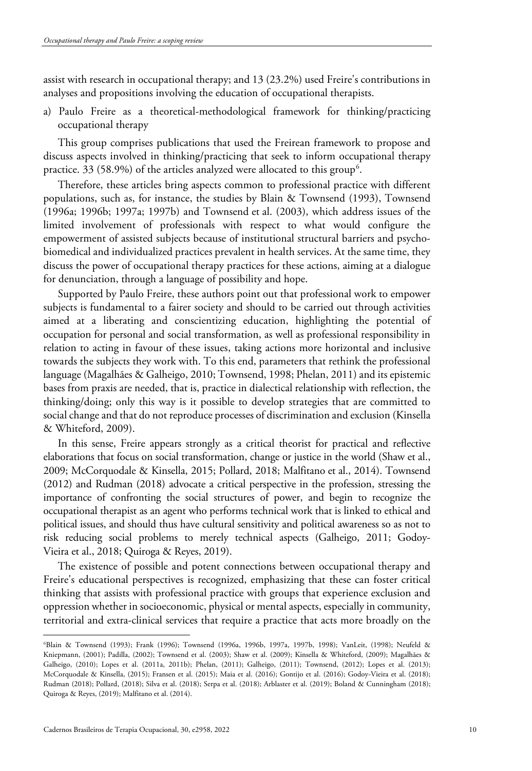assist with research in occupational therapy; and 13 (23.2%) used Freire's contributions in analyses and propositions involving the education of occupational therapists.

a) Paulo Freire as a theoretical-methodological framework for thinking/practicing occupational therapy

This group comprises publications that used the Freirean framework to propose and discuss aspects involved in thinking/practicing that seek to inform occupational therapy practice. 33 (58.9%) of the articles analyzed were allocated to this group[6].

Therefore, these articles bring aspects common to professional practice with different populations, such as, for instance, the studies by Blain & Townsend (1993), Townsend (1996a; 1996b; 1997a; 1997b) and Townsend et al. (2003), which address issues of the limited involvement of professionals with respect to what would configure the empowerment of assisted subjects because of institutional structural barriers and psycho-biomedical and individualized practices prevalent in health services. At the same time, they discuss the power of occupational therapy practices for these actions, aiming at a dialogue for denunciation, through a language of possibility and hope.

Supported by Paulo Freire, these authors point out that professional work to empower subjects is fundamental to a fairer society and should to be carried out through activities aimed at a liberating and conscientizing education, highlighting the potential of occupation for personal and social transformation, as well as professional responsibility in relation to acting in favour of these issues, taking actions more horizontal and inclusive towards the subjects they work with. To this end, parameters that rethink the professional language (Magalhães & Galheigo, 2010; Townsend, 1998; Phelan, 2011) and its epistemic bases from praxis are needed, that is, practice in dialectical relationship with reflection, the thinking/doing; only this way is it possible to develop strategies that are committed to social change and that do not reproduce processes of discrimination and exclusion (Kinsella & Whiteford, 2009).

In this sense, Freire appears strongly as a critical theorist for practical and reflective elaborations that focus on social transformation, change or justice in the world (Shaw et al., 2009; McCorquodale & Kinsella, 2015; Pollard, 2018; Malfitano et al., 2014). Townsend (2012) and Rudman (2018) advocate a critical perspective in the profession, stressing the importance of confronting the social structures of power, and begin to recognize the occupational therapist as an agent who performs technical work that is linked to ethical and political issues, and should thus have cultural sensitivity and political awareness so as not to risk reducing social problems to merely technical aspects (Galheigo, 2011; Godoy-Vieira et al., 2018; Quiroga & Reyes, 2019).

The existence of possible and potent connections between occupational therapy and Freire's educational perspectives is recognized, emphasizing that these can foster critical thinking that assists with professional practice with groups that experience exclusion and oppression whether in socioeconomic, physical or mental aspects, especially in community, territorial and extra-clinical services that require a practice that acts more broadly on the

[6] Blain & Townsend (1993); Frank (1996); Townsend (1996a, 1996b, 1997a, 1997b, 1998); VanLeit, (1998); Neufeld & Kniepmann, (2001); Padilla, (2002); Townsend et al. (2003); Shaw et al. (2009); Kinsella & Whiteford, (2009); Magalhães & Galheigo, (2010); Lopes et al. (2011a, 2011b); Phelan, (2011); Galheigo, (2011); Townsend, (2012); Lopes et al. (2013); McCorquodale & Kinsella, (2015); Fransen et al. (2015); Maia et al. (2016); Gontijo et al. (2016); Godoy-Vieira et al. (2018); Rudman (2018); Pollard, (2018); Silva et al. (2018); Serpa et al. (2018); Arblaster et al. (2019); Boland & Cunningham (2018); Quiroga & Reyes, (2019); Malfitano et al. (2014).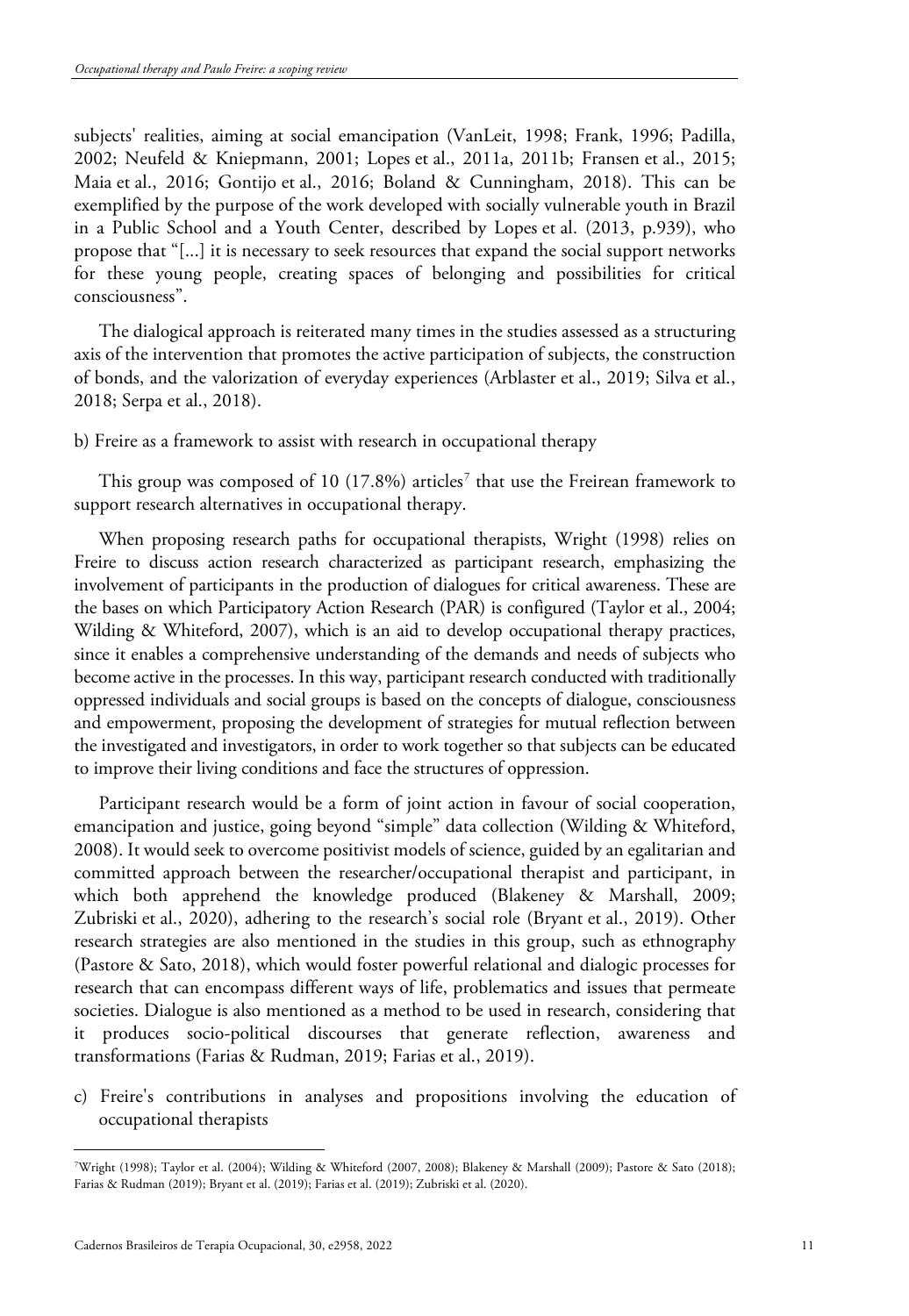subjects' realities, aiming at social emancipation (VanLeit, 1998; Frank, 1996; Padilla, 2002; Neufeld & Kniepmann, 2001; Lopes et al., 2011a, 2011b; Fransen et al., 2015; Maia et al., 2016; Gontijo et al., 2016; Boland & Cunningham, 2018). This can be exemplified by the purpose of the work developed with socially vulnerable youth in Brazil in a Public School and a Youth Center, described by Lopes et al. (2013, p.939), who propose that "[...] it is necessary to seek resources that expand the social support networks for these young people, creating spaces of belonging and possibilities for critical consciousness".

The dialogical approach is reiterated many times in the studies assessed as a structuring axis of the intervention that promotes the active participation of subjects, the construction of bonds, and the valorization of everyday experiences (Arblaster et al., 2019; Silva et al., 2018; Serpa et al., 2018).

b) Freire as a framework to assist with research in occupational therapy

This group was composed of 10 (17.8%) articles[7] that use the Freirean framework to support research alternatives in occupational therapy.

When proposing research paths for occupational therapists, Wright (1998) relies on Freire to discuss action research characterized as participant research, emphasizing the involvement of participants in the production of dialogues for critical awareness. These are the bases on which Participatory Action Research (PAR) is configured (Taylor et al., 2004; Wilding & Whiteford, 2007), which is an aid to develop occupational therapy practices, since it enables a comprehensive understanding of the demands and needs of subjects who become active in the processes. In this way, participant research conducted with traditionally oppressed individuals and social groups is based on the concepts of dialogue, consciousness and empowerment, proposing the development of strategies for mutual reflection between the investigated and investigators, in order to work together so that subjects can be educated to improve their living conditions and face the structures of oppression.

Participant research would be a form of joint action in favour of social cooperation, emancipation and justice, going beyond "simple" data collection (Wilding & Whiteford, 2008). It would seek to overcome positivist models of science, guided by an egalitarian and committed approach between the researcher/occupational therapist and participant, in which both apprehend the knowledge produced (Blakeney & Marshall, 2009; Zubriski et al., 2020), adhering to the research's social role (Bryant et al., 2019). Other research strategies are also mentioned in the studies in this group, such as ethnography (Pastore & Sato, 2018), which would foster powerful relational and dialogic processes for research that can encompass different ways of life, problematics and issues that permeate societies. Dialogue is also mentioned as a method to be used in research, considering that it produces socio-political discourses that generate reflection, awareness and transformations (Farias & Rudman, 2019; Farias et al., 2019).

c) Freire's contributions in analyses and propositions involving the education of occupational therapists

[7] Wright (1998); Taylor et al. (2004); Wilding & Whiteford (2007, 2008); Blakeney & Marshall (2009); Pastore & Sato (2018); Farias & Rudman (2019); Bryant et al. (2019); Farias et al. (2019); Zubriski et al. (2020).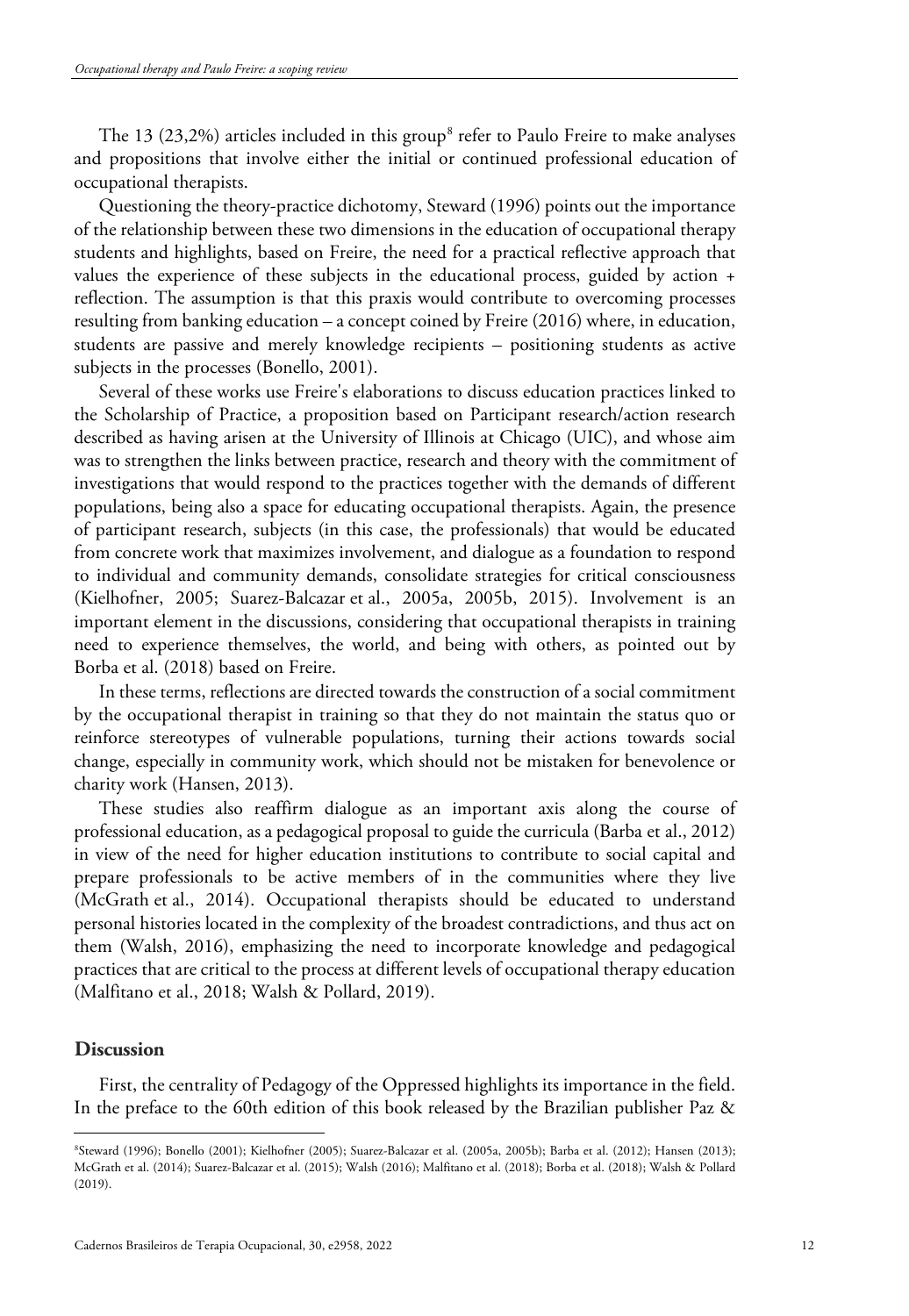The 13 (23,2%) articles included in this group[8] refer to Paulo Freire to make analyses and propositions that involve either the initial or continued professional education of occupational therapists.

Questioning the theory-practice dichotomy, Steward (1996) points out the importance of the relationship between these two dimensions in the education of occupational therapy students and highlights, based on Freire, the need for a practical reflective approach that values the experience of these subjects in the educational process, guided by action + reflection. The assumption is that this praxis would contribute to overcoming processes resulting from banking education – a concept coined by Freire (2016) where, in education, students are passive and merely knowledge recipients – positioning students as active subjects in the processes (Bonello, 2001).

Several of these works use Freire's elaborations to discuss education practices linked to the Scholarship of Practice, a proposition based on Participant research/action research described as having arisen at the University of Illinois at Chicago (UIC), and whose aim was to strengthen the links between practice, research and theory with the commitment of investigations that would respond to the practices together with the demands of different populations, being also a space for educating occupational therapists. Again, the presence of participant research, subjects (in this case, the professionals) that would be educated from concrete work that maximizes involvement, and dialogue as a foundation to respond to individual and community demands, consolidate strategies for critical consciousness (Kielhofner, 2005; Suarez-Balcazar et al., 2005a, 2005b, 2015). Involvement is an important element in the discussions, considering that occupational therapists in training need to experience themselves, the world, and being with others, as pointed out by Borba et al. (2018) based on Freire.

In these terms, reflections are directed towards the construction of a social commitment by the occupational therapist in training so that they do not maintain the status quo or reinforce stereotypes of vulnerable populations, turning their actions towards social change, especially in community work, which should not be mistaken for benevolence or charity work (Hansen, 2013).

These studies also reaffirm dialogue as an important axis along the course of professional education, as a pedagogical proposal to guide the curricula (Barba et al., 2012) in view of the need for higher education institutions to contribute to social capital and prepare professionals to be active members of in the communities where they live (McGrath et al., 2014). Occupational therapists should be educated to understand personal histories located in the complexity of the broadest contradictions, and thus act on them (Walsh, 2016), emphasizing the need to incorporate knowledge and pedagogical practices that are critical to the process at different levels of occupational therapy education (Malfitano et al., 2018; Walsh & Pollard, 2019).

## Discussion

First, the centrality of Pedagogy of the Oppressed highlights its importance in the field. In the preface to the 60th edition of this book released by the Brazilian publisher Paz &

---

[8] Steward (1996); Bonello (2001); Kielhofner (2005); Suarez-Balcazar et al. (2005a, 2005b); Barba et al. (2012); Hansen (2013); McGrath et al. (2014); Suarez-Balcazar et al. (2015); Walsh (2016); Malfitano et al. (2018); Borba et al. (2018); Walsh & Pollard (2019).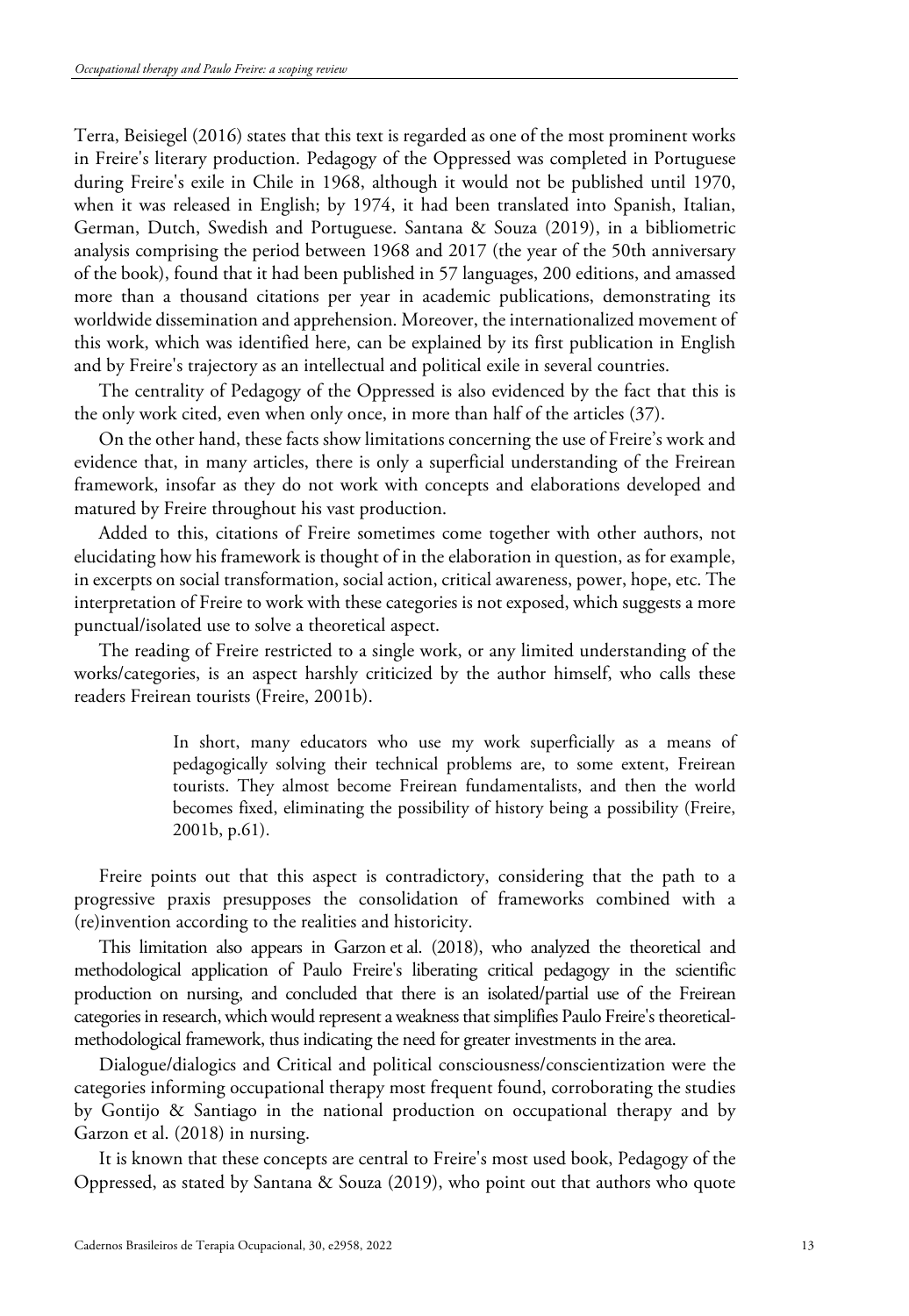Terra, Beisiegel (2016) states that this text is regarded as one of the most prominent works in Freire's literary production. Pedagogy of the Oppressed was completed in Portuguese during Freire's exile in Chile in 1968, although it would not be published until 1970, when it was released in English; by 1974, it had been translated into Spanish, Italian, German, Dutch, Swedish and Portuguese. Santana & Souza (2019), in a bibliometric analysis comprising the period between 1968 and 2017 (the year of the 50th anniversary of the book), found that it had been published in 57 languages, 200 editions, and amassed more than a thousand citations per year in academic publications, demonstrating its worldwide dissemination and apprehension. Moreover, the internationalized movement of this work, which was identified here, can be explained by its first publication in English and by Freire's trajectory as an intellectual and political exile in several countries.

The centrality of Pedagogy of the Oppressed is also evidenced by the fact that this is the only work cited, even when only once, in more than half of the articles (37).

On the other hand, these facts show limitations concerning the use of Freire's work and evidence that, in many articles, there is only a superficial understanding of the Freirean framework, insofar as they do not work with concepts and elaborations developed and matured by Freire throughout his vast production.

Added to this, citations of Freire sometimes come together with other authors, not elucidating how his framework is thought of in the elaboration in question, as for example, in excerpts on social transformation, social action, critical awareness, power, hope, etc. The interpretation of Freire to work with these categories is not exposed, which suggests a more punctual/isolated use to solve a theoretical aspect.

The reading of Freire restricted to a single work, or any limited understanding of the works/categories, is an aspect harshly criticized by the author himself, who calls these readers Freirean tourists (Freire, 2001b).

> In short, many educators who use my work superficially as a means of pedagogically solving their technical problems are, to some extent, Freirean tourists. They almost become Freirean fundamentalists, and then the world becomes fixed, eliminating the possibility of history being a possibility (Freire, 2001b, p.61).

Freire points out that this aspect is contradictory, considering that the path to a progressive praxis presupposes the consolidation of frameworks combined with a (re)invention according to the realities and historicity.

This limitation also appears in Garzon et al. (2018), who analyzed the theoretical and methodological application of Paulo Freire's liberating critical pedagogy in the scientific production on nursing, and concluded that there is an isolated/partial use of the Freirean categories in research, which would represent a weakness that simplifies Paulo Freire's theoretical-methodological framework, thus indicating the need for greater investments in the area.

Dialogue/dialogics and Critical and political consciousness/conscientization were the categories informing occupational therapy most frequent found, corroborating the studies by Gontijo & Santiago in the national production on occupational therapy and by Garzon et al. (2018) in nursing.

It is known that these concepts are central to Freire's most used book, Pedagogy of the Oppressed, as stated by Santana & Souza (2019), who point out that authors who quote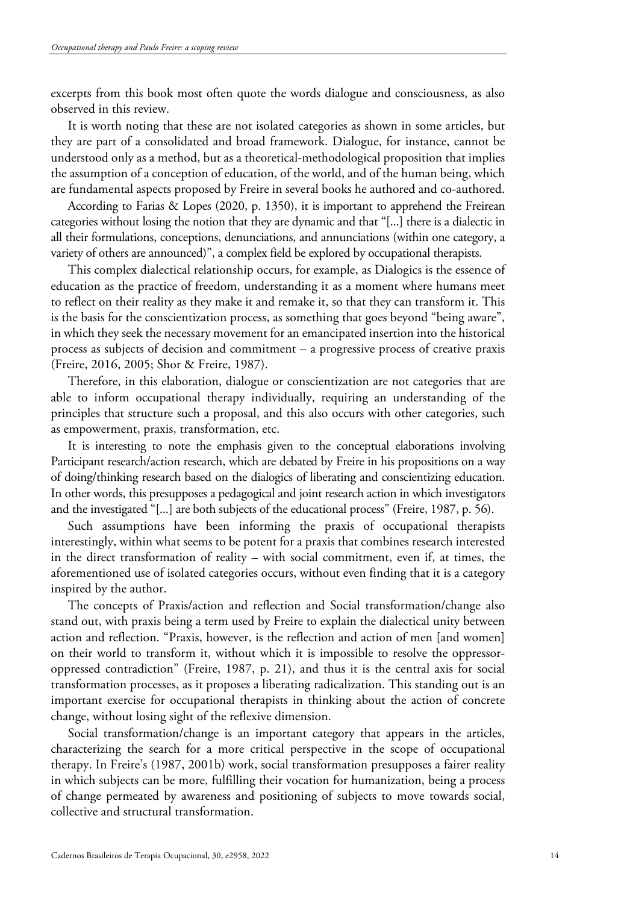excerpts from this book most often quote the words dialogue and consciousness, as also observed in this review.

It is worth noting that these are not isolated categories as shown in some articles, but they are part of a consolidated and broad framework. Dialogue, for instance, cannot be understood only as a method, but as a theoretical-methodological proposition that implies the assumption of a conception of education, of the world, and of the human being, which are fundamental aspects proposed by Freire in several books he authored and co-authored.

According to Farias & Lopes (2020, p. 1350), it is important to apprehend the Freirean categories without losing the notion that they are dynamic and that "[...] there is a dialectic in all their formulations, conceptions, denunciations, and annunciations (within one category, a variety of others are announced)", a complex field be explored by occupational therapists.

This complex dialectical relationship occurs, for example, as Dialogics is the essence of education as the practice of freedom, understanding it as a moment where humans meet to reflect on their reality as they make it and remake it, so that they can transform it. This is the basis for the conscientization process, as something that goes beyond "being aware", in which they seek the necessary movement for an emancipated insertion into the historical process as subjects of decision and commitment – a progressive process of creative praxis (Freire, 2016, 2005; Shor & Freire, 1987).

Therefore, in this elaboration, dialogue or conscientization are not categories that are able to inform occupational therapy individually, requiring an understanding of the principles that structure such a proposal, and this also occurs with other categories, such as empowerment, praxis, transformation, etc.

It is interesting to note the emphasis given to the conceptual elaborations involving Participant research/action research, which are debated by Freire in his propositions on a way of doing/thinking research based on the dialogics of liberating and conscientizing education. In other words, this presupposes a pedagogical and joint research action in which investigators and the investigated "[...] are both subjects of the educational process" (Freire, 1987, p. 56).

Such assumptions have been informing the praxis of occupational therapists interestingly, within what seems to be potent for a praxis that combines research interested in the direct transformation of reality – with social commitment, even if, at times, the aforementioned use of isolated categories occurs, without even finding that it is a category inspired by the author.

The concepts of Praxis/action and reflection and Social transformation/change also stand out, with praxis being a term used by Freire to explain the dialectical unity between action and reflection. "Praxis, however, is the reflection and action of men [and women] on their world to transform it, without which it is impossible to resolve the oppressor-oppressed contradiction" (Freire, 1987, p. 21), and thus it is the central axis for social transformation processes, as it proposes a liberating radicalization. This standing out is an important exercise for occupational therapists in thinking about the action of concrete change, without losing sight of the reflexive dimension.

Social transformation/change is an important category that appears in the articles, characterizing the search for a more critical perspective in the scope of occupational therapy. In Freire's (1987, 2001b) work, social transformation presupposes a fairer reality in which subjects can be more, fulfilling their vocation for humanization, being a process of change permeated by awareness and positioning of subjects to move towards social, collective and structural transformation.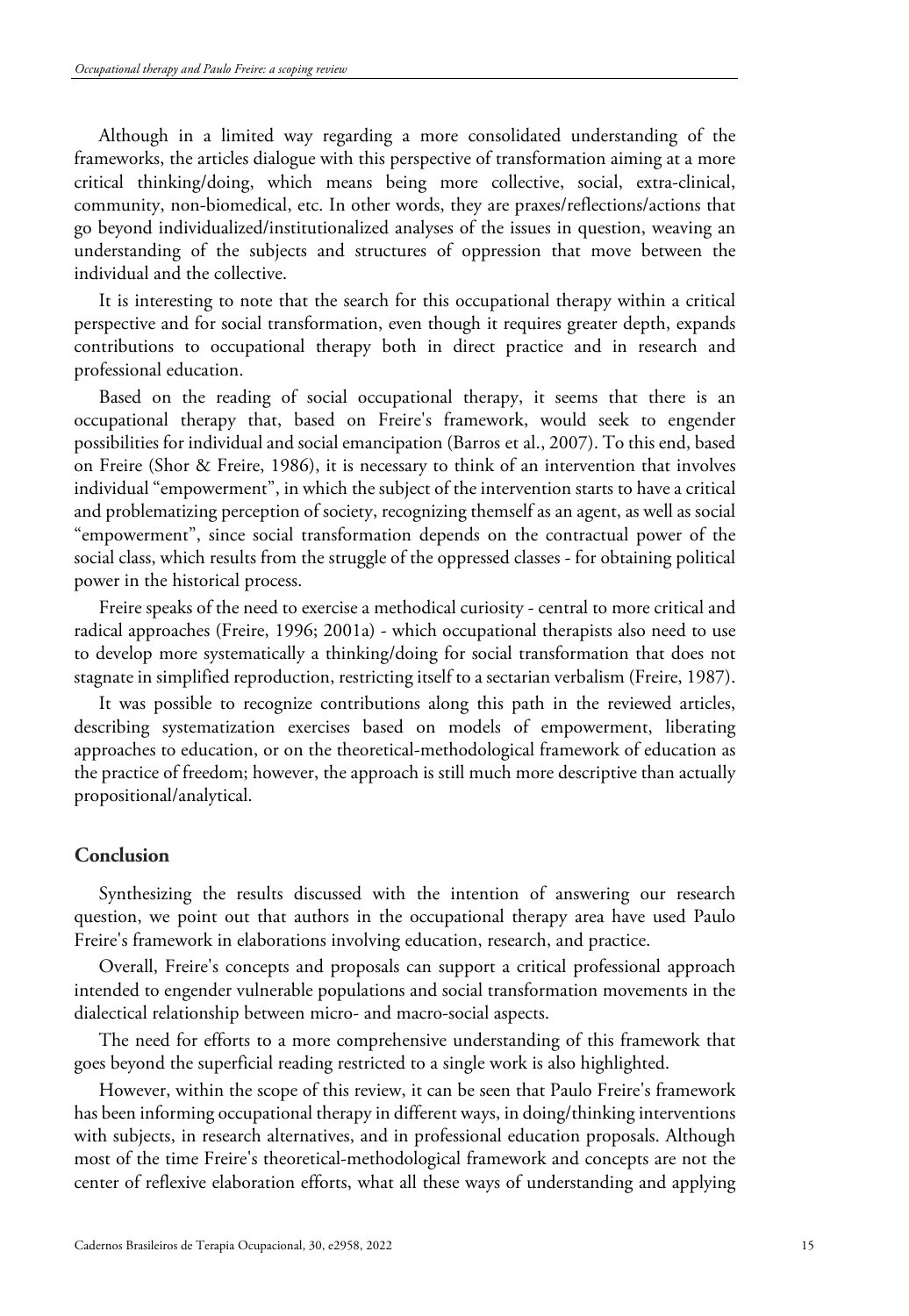Although in a limited way regarding a more consolidated understanding of the frameworks, the articles dialogue with this perspective of transformation aiming at a more critical thinking/doing, which means being more collective, social, extra-clinical, community, non-biomedical, etc. In other words, they are praxes/reflections/actions that go beyond individualized/institutionalized analyses of the issues in question, weaving an understanding of the subjects and structures of oppression that move between the individual and the collective.

It is interesting to note that the search for this occupational therapy within a critical perspective and for social transformation, even though it requires greater depth, expands contributions to occupational therapy both in direct practice and in research and professional education.

Based on the reading of social occupational therapy, it seems that there is an occupational therapy that, based on Freire's framework, would seek to engender possibilities for individual and social emancipation (Barros et al., 2007). To this end, based on Freire (Shor & Freire, 1986), it is necessary to think of an intervention that involves individual "empowerment", in which the subject of the intervention starts to have a critical and problematizing perception of society, recognizing themself as an agent, as well as social "empowerment", since social transformation depends on the contractual power of the social class, which results from the struggle of the oppressed classes - for obtaining political power in the historical process.

Freire speaks of the need to exercise a methodical curiosity - central to more critical and radical approaches (Freire, 1996; 2001a) - which occupational therapists also need to use to develop more systematically a thinking/doing for social transformation that does not stagnate in simplified reproduction, restricting itself to a sectarian verbalism (Freire, 1987).

It was possible to recognize contributions along this path in the reviewed articles, describing systematization exercises based on models of empowerment, liberating approaches to education, or on the theoretical-methodological framework of education as the practice of freedom; however, the approach is still much more descriptive than actually propositional/analytical.

## Conclusion

Synthesizing the results discussed with the intention of answering our research question, we point out that authors in the occupational therapy area have used Paulo Freire's framework in elaborations involving education, research, and practice.

Overall, Freire's concepts and proposals can support a critical professional approach intended to engender vulnerable populations and social transformation movements in the dialectical relationship between micro- and macro-social aspects.

The need for efforts to a more comprehensive understanding of this framework that goes beyond the superficial reading restricted to a single work is also highlighted.

However, within the scope of this review, it can be seen that Paulo Freire's framework has been informing occupational therapy in different ways, in doing/thinking interventions with subjects, in research alternatives, and in professional education proposals. Although most of the time Freire's theoretical-methodological framework and concepts are not the center of reflexive elaboration efforts, what all these ways of understanding and applying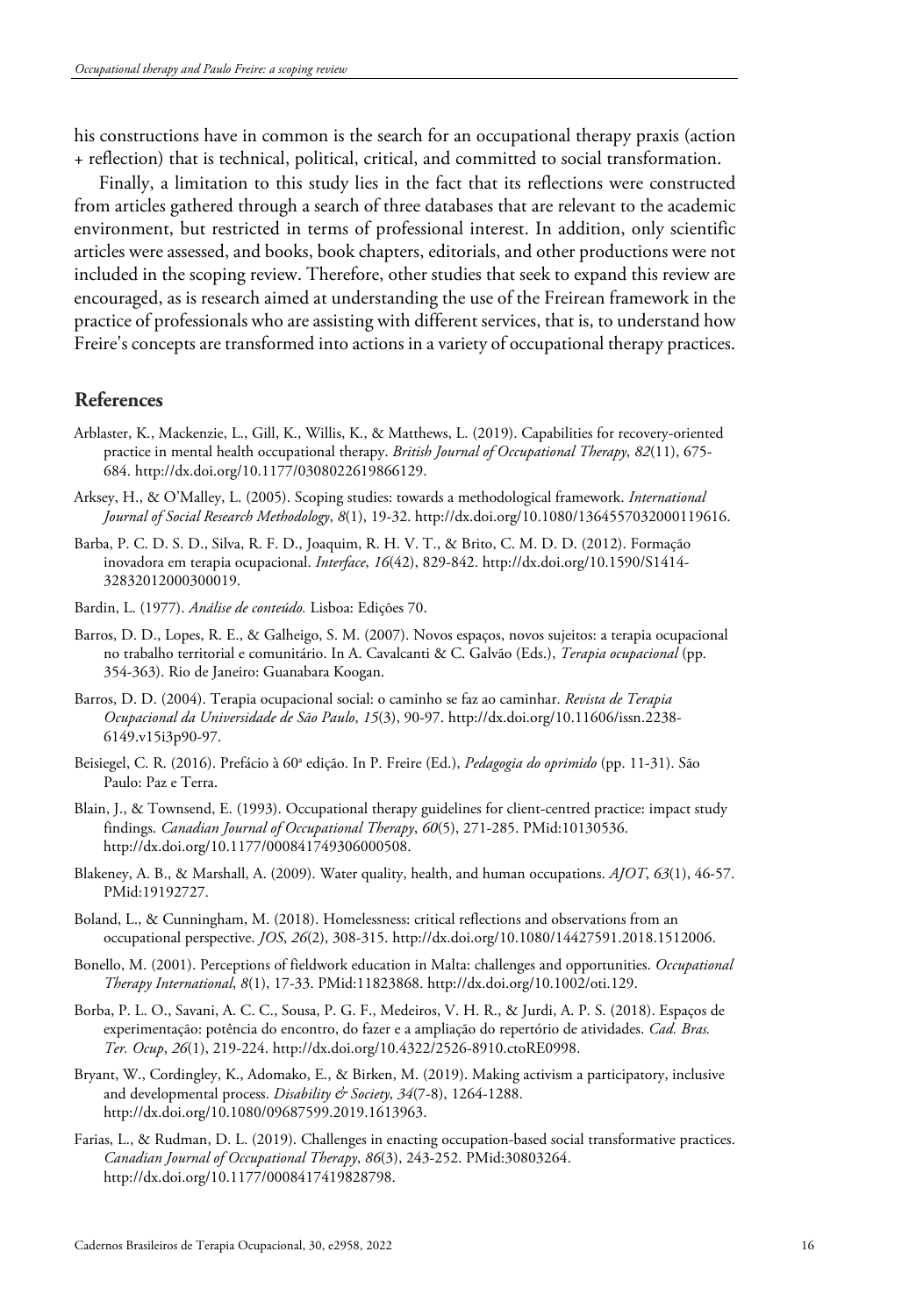his constructions have in common is the search for an occupational therapy praxis (action + reflection) that is technical, political, critical, and committed to social transformation.

Finally, a limitation to this study lies in the fact that its reflections were constructed from articles gathered through a search of three databases that are relevant to the academic environment, but restricted in terms of professional interest. In addition, only scientific articles were assessed, and books, book chapters, editorials, and other productions were not included in the scoping review. Therefore, other studies that seek to expand this review are encouraged, as is research aimed at understanding the use of the Freirean framework in the practice of professionals who are assisting with different services, that is, to understand how Freire's concepts are transformed into actions in a variety of occupational therapy practices.

## References

Arblaster, K., Mackenzie, L., Gill, K., Willis, K., & Matthews, L. (2019). Capabilities for recovery-oriented practice in mental health occupational therapy. *British Journal of Occupational Therapy*, *82*(11), 675-684. http://dx.doi.org/10.1177/0308022619866129.

Arksey, H., & O'Malley, L. (2005). Scoping studies: towards a methodological framework. *International Journal of Social Research Methodology*, *8*(1), 19-32. http://dx.doi.org/10.1080/1364557032000119616.

Barba, P. C. D. S. D., Silva, R. F. D., Joaquim, R. H. V. T., & Brito, C. M. D. D. (2012). Formação inovadora em terapia ocupacional. *Interface*, *16*(42), 829-842. http://dx.doi.org/10.1590/S1414-32832012000300019.

Bardin, L. (1977). *Análise de conteúdo.* Lisboa: Edições 70.

Barros, D. D., Lopes, R. E., & Galheigo, S. M. (2007). Novos espaços, novos sujeitos: a terapia ocupacional no trabalho territorial e comunitário. In A. Cavalcanti & C. Galvão (Eds.), *Terapia ocupacional* (pp. 354-363). Rio de Janeiro: Guanabara Koogan.

Barros, D. D. (2004). Terapia ocupacional social: o caminho se faz ao caminhar. *Revista de Terapia Ocupacional da Universidade de São Paulo*, *15*(3), 90-97. http://dx.doi.org/10.11606/issn.2238-6149.v15i3p90-97.

Beisiegel, C. R. (2016). Prefácio à 60ª edição. In P. Freire (Ed.), *Pedagogia do oprimido* (pp. 11-31). São Paulo: Paz e Terra.

Blain, J., & Townsend, E. (1993). Occupational therapy guidelines for client-centred practice: impact study findings. *Canadian Journal of Occupational Therapy*, *60*(5), 271-285. PMid:10130536. http://dx.doi.org/10.1177/000841749306000508.

Blakeney, A. B., & Marshall, A. (2009). Water quality, health, and human occupations. *AJOT*, *63*(1), 46-57. PMid:19192727.

Boland, L., & Cunningham, M. (2018). Homelessness: critical reflections and observations from an occupational perspective. *JOS*, *26*(2), 308-315. http://dx.doi.org/10.1080/14427591.2018.1512006.

Bonello, M. (2001). Perceptions of fieldwork education in Malta: challenges and opportunities. *Occupational Therapy International*, *8*(1), 17-33. PMid:11823868. http://dx.doi.org/10.1002/oti.129.

Borba, P. L. O., Savani, A. C. C., Sousa, P. G. F., Medeiros, V. H. R., & Jurdi, A. P. S. (2018). Espaços de experimentação: potência do encontro, do fazer e a ampliação do repertório de atividades. *Cad. Bras. Ter. Ocup*, *26*(1), 219-224. http://dx.doi.org/10.4322/2526-8910.ctoRE0998.

Bryant, W., Cordingley, K., Adomako, E., & Birken, M. (2019). Making activism a participatory, inclusive and developmental process. *Disability & Society*, *34*(7-8), 1264-1288. http://dx.doi.org/10.1080/09687599.2019.1613963.

Farias, L., & Rudman, D. L. (2019). Challenges in enacting occupation-based social transformative practices. *Canadian Journal of Occupational Therapy*, *86*(3), 243-252. PMid:30803264. http://dx.doi.org/10.1177/0008417419828798.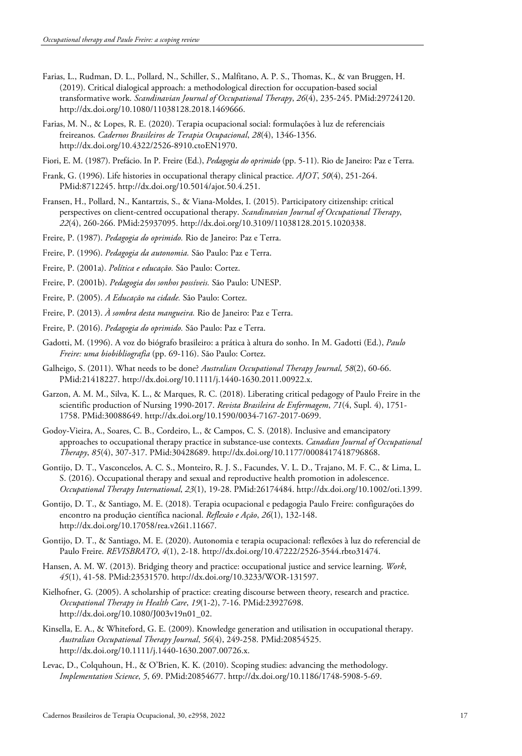Farias, L., Rudman, D. L., Pollard, N., Schiller, S., Malfitano, A. P. S., Thomas, K., & van Bruggen, H. (2019). Critical dialogical approach: a methodological direction for occupation-based social transformative work. *Scandinavian Journal of Occupational Therapy*, *26*(4), 235-245. PMid:29724120. http://dx.doi.org/10.1080/11038128.2018.1469666.

Farias, M. N., & Lopes, R. E. (2020). Terapia ocupacional social: formulações à luz de referenciais freireanos. *Cadernos Brasileiros de Terapia Ocupacional*, *28*(4), 1346-1356. http://dx.doi.org/10.4322/2526-8910.ctoEN1970.

Fiori, E. M. (1987). Prefácio. In P. Freire (Ed.), *Pedagogia do oprimido* (pp. 5-11). Rio de Janeiro: Paz e Terra.

Frank, G. (1996). Life histories in occupational therapy clinical practice. *AJOT*, *50*(4), 251-264. PMid:8712245. http://dx.doi.org/10.5014/ajot.50.4.251.

Fransen, H., Pollard, N., Kantartzis, S., & Viana-Moldes, I. (2015). Participatory citizenship: critical perspectives on client-centred occupational therapy. *Scandinavian Journal of Occupational Therapy*, *22*(4), 260-266. PMid:25937095. http://dx.doi.org/10.3109/11038128.2015.1020338.

Freire, P. (1987). *Pedagogia do oprimido.* Rio de Janeiro: Paz e Terra.

Freire, P. (1996). *Pedagogia da autonomia.* São Paulo: Paz e Terra.

Freire, P. (2001a). *Política e educação.* São Paulo: Cortez.

Freire, P. (2001b). *Pedagogia dos sonhos possíveis.* São Paulo: UNESP.

Freire, P. (2005). *A Educação na cidade.* São Paulo: Cortez.

Freire, P. (2013). *À sombra desta mangueira.* Rio de Janeiro: Paz e Terra.

Freire, P. (2016). *Pedagogia do oprimido.* São Paulo: Paz e Terra.

Gadotti, M. (1996). A voz do biógrafo brasileiro: a prática à altura do sonho. In M. Gadotti (Ed.), *Paulo Freire: uma biobibliografia* (pp. 69-116). São Paulo: Cortez.

Galheigo, S. (2011). What needs to be done? *Australian Occupational Therapy Journal*, *58*(2), 60-66. PMid:21418227. http://dx.doi.org/10.1111/j.1440-1630.2011.00922.x.

Garzon, A. M. M., Silva, K. L., & Marques, R. C. (2018). Liberating critical pedagogy of Paulo Freire in the scientific production of Nursing 1990-2017. *Revista Brasileira de Enfermagem*, *71*(4, Supl. 4), 1751-1758. PMid:30088649. http://dx.doi.org/10.1590/0034-7167-2017-0699.

Godoy-Vieira, A., Soares, C. B., Cordeiro, L., & Campos, C. S. (2018). Inclusive and emancipatory approaches to occupational therapy practice in substance-use contexts. *Canadian Journal of Occupational Therapy*, *85*(4), 307-317. PMid:30428689. http://dx.doi.org/10.1177/0008417418796868.

Gontijo, D. T., Vasconcelos, A. C. S., Monteiro, R. J. S., Facundes, V. L. D., Trajano, M. F. C., & Lima, L. S. (2016). Occupational therapy and sexual and reproductive health promotion in adolescence. *Occupational Therapy International*, *23*(1), 19-28. PMid:26174484. http://dx.doi.org/10.1002/oti.1399.

Gontijo, D. T., & Santiago, M. E. (2018). Terapia ocupacional e pedagogia Paulo Freire: configurações do encontro na produção científica nacional. *Reflexão e Ação*, *26*(1), 132-148. http://dx.doi.org/10.17058/rea.v26i1.11667.

Gontijo, D. T., & Santiago, M. E. (2020). Autonomia e terapia ocupacional: reflexões à luz do referencial de Paulo Freire. *REVISBRATO*, *4*(1), 2-18. http://dx.doi.org/10.47222/2526-3544.rbto31474.

Hansen, A. M. W. (2013). Bridging theory and practice: occupational justice and service learning. *Work*, *45*(1), 41-58. PMid:23531570. http://dx.doi.org/10.3233/WOR-131597.

Kielhofner, G. (2005). A scholarship of practice: creating discourse between theory, research and practice. *Occupational Therapy in Health Care*, *19*(1-2), 7-16. PMid:23927698. http://dx.doi.org/10.1080/J003v19n01_02.

Kinsella, E. A., & Whiteford, G. E. (2009). Knowledge generation and utilisation in occupational therapy. *Australian Occupational Therapy Journal*, *56*(4), 249-258. PMid:20854525. http://dx.doi.org/10.1111/j.1440-1630.2007.00726.x.

Levac, D., Colquhoun, H., & O'Brien, K. K. (2010). Scoping studies: advancing the methodology. *Implementation Science*, *5*, 69. PMid:20854677. http://dx.doi.org/10.1186/1748-5908-5-69.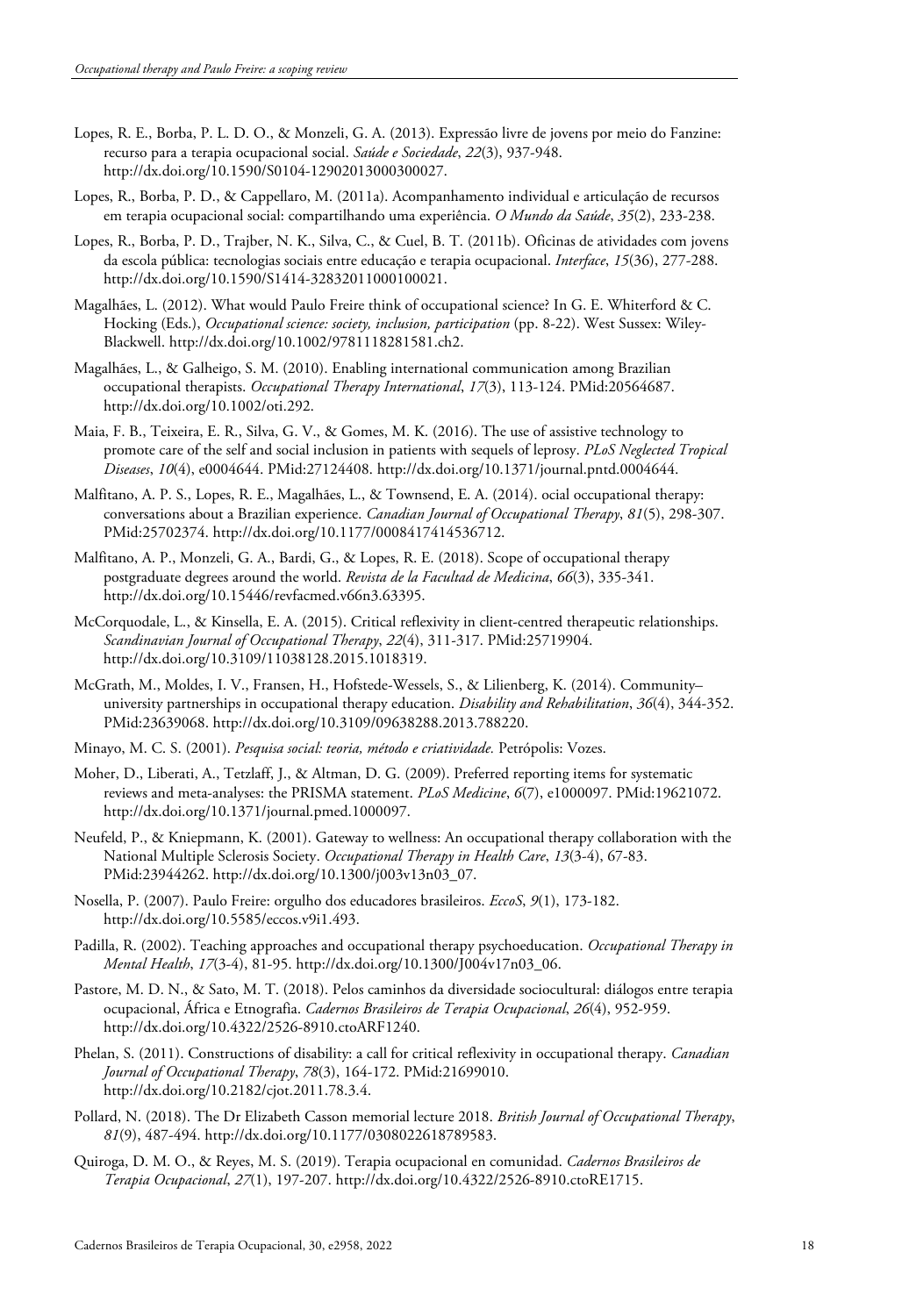Lopes, R. E., Borba, P. L. D. O., & Monzeli, G. A. (2013). Expressão livre de jovens por meio do Fanzine: recurso para a terapia ocupacional social. *Saúde e Sociedade*, *22*(3), 937-948. http://dx.doi.org/10.1590/S0104-12902013000300027.

Lopes, R., Borba, P. D., & Cappellaro, M. (2011a). Acompanhamento individual e articulação de recursos em terapia ocupacional social: compartilhando uma experiência. *O Mundo da Saúde*, *35*(2), 233-238.

Lopes, R., Borba, P. D., Trajber, N. K., Silva, C., & Cuel, B. T. (2011b). Oficinas de atividades com jovens da escola pública: tecnologias sociais entre educação e terapia ocupacional. *Interface*, *15*(36), 277-288. http://dx.doi.org/10.1590/S1414-32832011000100021.

Magalhães, L. (2012). What would Paulo Freire think of occupational science? In G. E. Whiterford & C. Hocking (Eds.), *Occupational science: society, inclusion, participation* (pp. 8-22). West Sussex: Wiley-Blackwell. http://dx.doi.org/10.1002/9781118281581.ch2.

Magalhães, L., & Galheigo, S. M. (2010). Enabling international communication among Brazilian occupational therapists. *Occupational Therapy International*, *17*(3), 113-124. PMid:20564687. http://dx.doi.org/10.1002/oti.292.

Maia, F. B., Teixeira, E. R., Silva, G. V., & Gomes, M. K. (2016). The use of assistive technology to promote care of the self and social inclusion in patients with sequels of leprosy. *PLoS Neglected Tropical Diseases*, *10*(4), e0004644. PMid:27124408. http://dx.doi.org/10.1371/journal.pntd.0004644.

Malfitano, A. P. S., Lopes, R. E., Magalhães, L., & Townsend, E. A. (2014). ocial occupational therapy: conversations about a Brazilian experience. *Canadian Journal of Occupational Therapy*, *81*(5), 298-307. PMid:25702374. http://dx.doi.org/10.1177/0008417414536712.

Malfitano, A. P., Monzeli, G. A., Bardi, G., & Lopes, R. E. (2018). Scope of occupational therapy postgraduate degrees around the world. *Revista de la Facultad de Medicina*, *66*(3), 335-341. http://dx.doi.org/10.15446/revfacmed.v66n3.63395.

McCorquodale, L., & Kinsella, E. A. (2015). Critical reflexivity in client-centred therapeutic relationships. *Scandinavian Journal of Occupational Therapy*, *22*(4), 311-317. PMid:25719904. http://dx.doi.org/10.3109/11038128.2015.1018319.

McGrath, M., Moldes, I. V., Fransen, H., Hofstede-Wessels, S., & Lilienberg, K. (2014). Community–university partnerships in occupational therapy education. *Disability and Rehabilitation*, *36*(4), 344-352. PMid:23639068. http://dx.doi.org/10.3109/09638288.2013.788220.

Minayo, M. C. S. (2001). *Pesquisa social: teoria, método e criatividade.* Petrópolis: Vozes.

Moher, D., Liberati, A., Tetzlaff, J., & Altman, D. G. (2009). Preferred reporting items for systematic reviews and meta-analyses: the PRISMA statement. *PLoS Medicine*, *6*(7), e1000097. PMid:19621072. http://dx.doi.org/10.1371/journal.pmed.1000097.

Neufeld, P., & Kniepmann, K. (2001). Gateway to wellness: An occupational therapy collaboration with the National Multiple Sclerosis Society. *Occupational Therapy in Health Care*, *13*(3-4), 67-83. PMid:23944262. http://dx.doi.org/10.1300/j003v13n03_07.

Nosella, P. (2007). Paulo Freire: orgulho dos educadores brasileiros. *EccoS*, *9*(1), 173-182. http://dx.doi.org/10.5585/eccos.v9i1.493.

Padilla, R. (2002). Teaching approaches and occupational therapy psychoeducation. *Occupational Therapy in Mental Health*, *17*(3-4), 81-95. http://dx.doi.org/10.1300/J004v17n03_06.

Pastore, M. D. N., & Sato, M. T. (2018). Pelos caminhos da diversidade sociocultural: diálogos entre terapia ocupacional, África e Etnografia. *Cadernos Brasileiros de Terapia Ocupacional*, *26*(4), 952-959. http://dx.doi.org/10.4322/2526-8910.ctoARF1240.

Phelan, S. (2011). Constructions of disability: a call for critical reflexivity in occupational therapy. *Canadian Journal of Occupational Therapy*, *78*(3), 164-172. PMid:21699010. http://dx.doi.org/10.2182/cjot.2011.78.3.4.

Pollard, N. (2018). The Dr Elizabeth Casson memorial lecture 2018. *British Journal of Occupational Therapy*, *81*(9), 487-494. http://dx.doi.org/10.1177/0308022618789583.

Quiroga, D. M. O., & Reyes, M. S. (2019). Terapia ocupacional en comunidad. *Cadernos Brasileiros de Terapia Ocupacional*, *27*(1), 197-207. http://dx.doi.org/10.4322/2526-8910.ctoRE1715.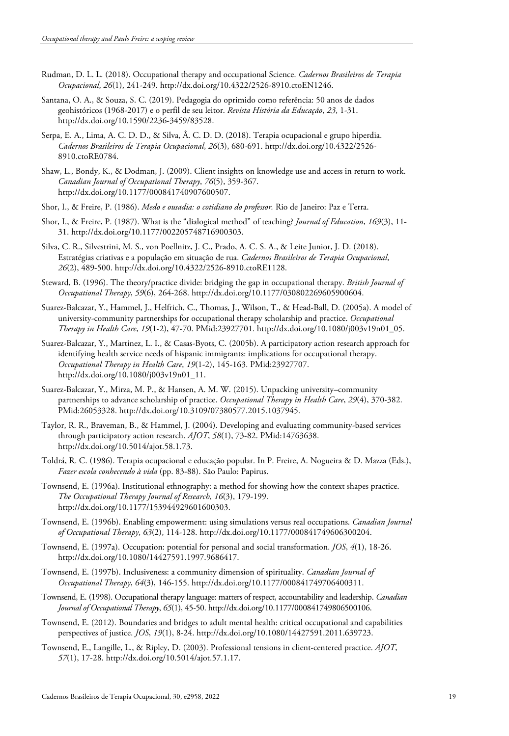Rudman, D. L. L. (2018). Occupational therapy and occupational Science. *Cadernos Brasileiros de Terapia Ocupacional*, *26*(1), 241-249. http://dx.doi.org/10.4322/2526-8910.ctoEN1246.

Santana, O. A., & Souza, S. C. (2019). Pedagogia do oprimido como referência: 50 anos de dados geohistóricos (1968-2017) e o perfil de seu leitor. *Revista História da Educação*, *23*, 1-31. http://dx.doi.org/10.1590/2236-3459/83528.

Serpa, E. A., Lima, A. C. D. D., & Silva, Â. C. D. D. (2018). Terapia ocupacional e grupo hiperdia. *Cadernos Brasileiros de Terapia Ocupacional*, *26*(3), 680-691. http://dx.doi.org/10.4322/2526-8910.ctoRE0784.

Shaw, L., Bondy, K., & Dodman, J. (2009). Client insights on knowledge use and access in return to work. *Canadian Journal of Occupational Therapy*, *76*(5), 359-367. http://dx.doi.org/10.1177/000841740907600507.

Shor, I., & Freire, P. (1986). *Medo e ousadia: o cotidiano do professor.* Rio de Janeiro: Paz e Terra.

Shor, I., & Freire, P. (1987). What is the "dialogical method" of teaching? *Journal of Education*, *169*(3), 11-31. http://dx.doi.org/10.1177/002205748716900303.

Silva, C. R., Silvestrini, M. S., von Poellnitz, J. C., Prado, A. C. S. A., & Leite Junior, J. D. (2018). Estratégias criativas e a população em situação de rua. *Cadernos Brasileiros de Terapia Ocupacional*, *26*(2), 489-500. http://dx.doi.org/10.4322/2526-8910.ctoRE1128.

Steward, B. (1996). The theory/practice divide: bridging the gap in occupational therapy. *British Journal of Occupational Therapy*, *59*(6), 264-268. http://dx.doi.org/10.1177/030802269605900604.

Suarez-Balcazar, Y., Hammel, J., Helfrich, C., Thomas, J., Wilson, T., & Head-Ball, D. (2005a). A model of university-community partnerships for occupational therapy scholarship and practice. *Occupational Therapy in Health Care*, *19*(1-2), 47-70. PMid:23927701. http://dx.doi.org/10.1080/j003v19n01_05.

Suarez-Balcazar, Y., Martinez, L. I., & Casas-Byots, C. (2005b). A participatory action research approach for identifying health service needs of hispanic immigrants: implications for occupational therapy. *Occupational Therapy in Health Care*, *19*(1-2), 145-163. PMid:23927707. http://dx.doi.org/10.1080/j003v19n01_11.

Suarez-Balcazar, Y., Mirza, M. P., & Hansen, A. M. W. (2015). Unpacking university–community partnerships to advance scholarship of practice. *Occupational Therapy in Health Care*, *29*(4), 370-382. PMid:26053328. http://dx.doi.org/10.3109/07380577.2015.1037945.

Taylor, R. R., Braveman, B., & Hammel, J. (2004). Developing and evaluating community-based services through participatory action research. *AJOT*, *58*(1), 73-82. PMid:14763638. http://dx.doi.org/10.5014/ajot.58.1.73.

Toldrá, R. C. (1986). Terapia ocupacional e educação popular. In P. Freire, A. Nogueira & D. Mazza (Eds.), *Fazer escola conhecendo à vida* (pp. 83-88). São Paulo: Papirus.

Townsend, E. (1996a). Institutional ethnography: a method for showing how the context shapes practice. *The Occupational Therapy Journal of Research*, *16*(3), 179-199. http://dx.doi.org/10.1177/153944929601600303.

Townsend, E. (1996b). Enabling empowerment: using simulations versus real occupations. *Canadian Journal of Occupational Therapy*, *63*(2), 114-128. http://dx.doi.org/10.1177/000841749606300204.

Townsend, E. (1997a). Occupation: potential for personal and social transformation. *JOS*, *4*(1), 18-26. http://dx.doi.org/10.1080/14427591.1997.9686417.

Townsend, E. (1997b). Inclusiveness: a community dimension of spirituality. *Canadian Journal of Occupational Therapy*, *64*(3), 146-155. http://dx.doi.org/10.1177/000841749706400311.

Townsend, E. (1998). Occupational therapy language: matters of respect, accountability and leadership. *Canadian Journal of Occupational Therapy*, *65*(1), 45-50. http://dx.doi.org/10.1177/000841749806500106.

Townsend, E. (2012). Boundaries and bridges to adult mental health: critical occupational and capabilities perspectives of justice. *JOS*, *19*(1), 8-24. http://dx.doi.org/10.1080/14427591.2011.639723.

Townsend, E., Langille, L., & Ripley, D. (2003). Professional tensions in client-centered practice. *AJOT*, *57*(1), 17-28. http://dx.doi.org/10.5014/ajot.57.1.17.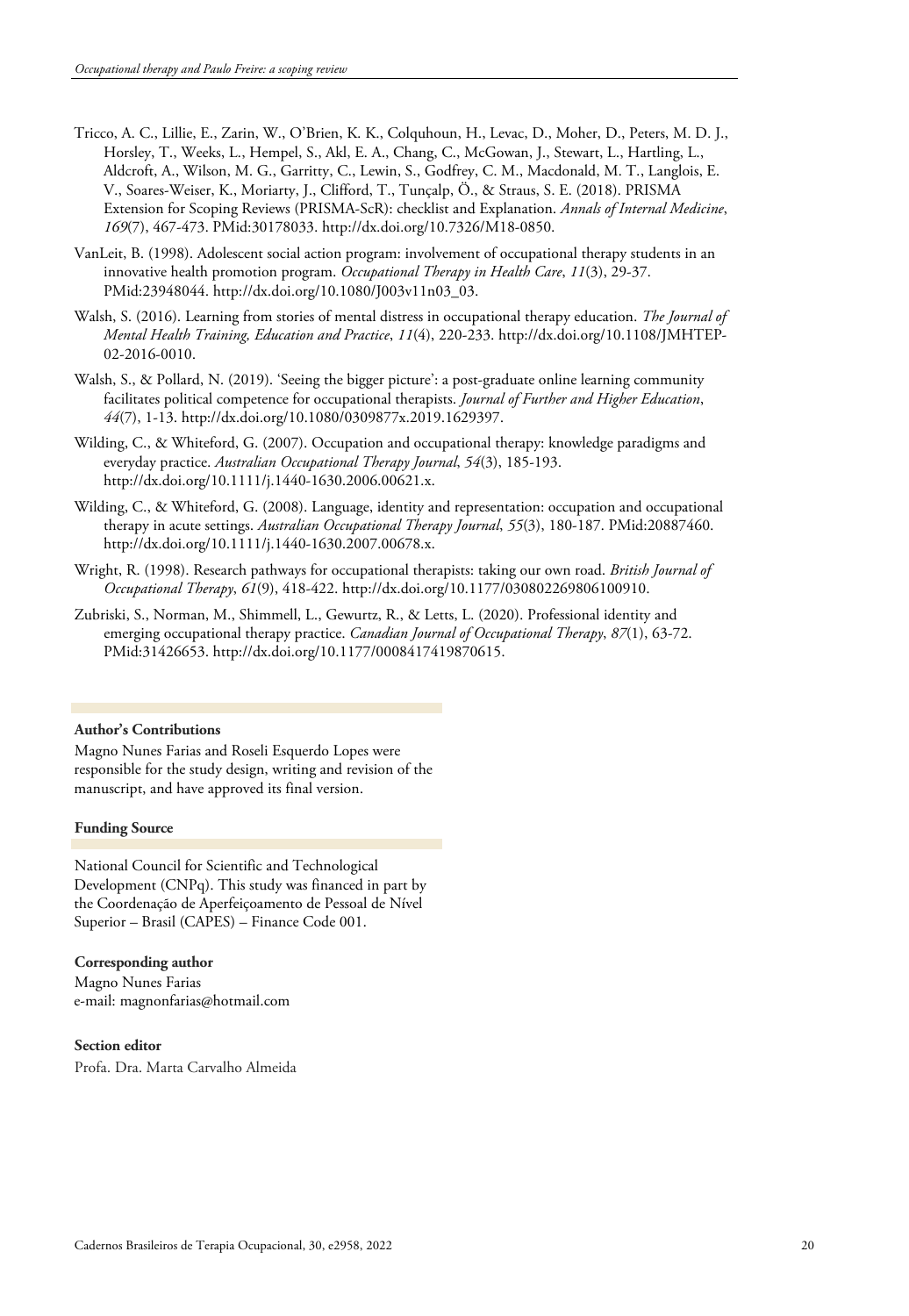Tricco, A. C., Lillie, E., Zarin, W., O'Brien, K. K., Colquhoun, H., Levac, D., Moher, D., Peters, M. D. J., Horsley, T., Weeks, L., Hempel, S., Akl, E. A., Chang, C., McGowan, J., Stewart, L., Hartling, L., Aldcroft, A., Wilson, M. G., Garritty, C., Lewin, S., Godfrey, C. M., Macdonald, M. T., Langlois, E. V., Soares-Weiser, K., Moriarty, J., Clifford, T., Tunçalp, Ö., & Straus, S. E. (2018). PRISMA Extension for Scoping Reviews (PRISMA-ScR): checklist and Explanation. *Annals of Internal Medicine*, *169*(7), 467-473. PMid:30178033. http://dx.doi.org/10.7326/M18-0850.

VanLeit, B. (1998). Adolescent social action program: involvement of occupational therapy students in an innovative health promotion program. *Occupational Therapy in Health Care*, *11*(3), 29-37. PMid:23948044. http://dx.doi.org/10.1080/J003v11n03_03.

Walsh, S. (2016). Learning from stories of mental distress in occupational therapy education. *The Journal of Mental Health Training, Education and Practice*, *11*(4), 220-233. http://dx.doi.org/10.1108/JMHTEP-02-2016-0010.

Walsh, S., & Pollard, N. (2019). 'Seeing the bigger picture': a post-graduate online learning community facilitates political competence for occupational therapists. *Journal of Further and Higher Education*, *44*(7), 1-13. http://dx.doi.org/10.1080/0309877x.2019.1629397.

Wilding, C., & Whiteford, G. (2007). Occupation and occupational therapy: knowledge paradigms and everyday practice. *Australian Occupational Therapy Journal*, *54*(3), 185-193. http://dx.doi.org/10.1111/j.1440-1630.2006.00621.x.

Wilding, C., & Whiteford, G. (2008). Language, identity and representation: occupation and occupational therapy in acute settings. *Australian Occupational Therapy Journal*, *55*(3), 180-187. PMid:20887460. http://dx.doi.org/10.1111/j.1440-1630.2007.00678.x.

Wright, R. (1998). Research pathways for occupational therapists: taking our own road. *British Journal of Occupational Therapy*, *61*(9), 418-422. http://dx.doi.org/10.1177/030802269806100910.

Zubriski, S., Norman, M., Shimmell, L., Gewurtz, R., & Letts, L. (2020). Professional identity and emerging occupational therapy practice. *Canadian Journal of Occupational Therapy*, *87*(1), 63-72. PMid:31426653. http://dx.doi.org/10.1177/0008417419870615.

**Author's Contributions**

Magno Nunes Farias and Roseli Esquerdo Lopes were responsible for the study design, writing and revision of the manuscript, and have approved its final version.

**Funding Source**

National Council for Scientific and Technological Development (CNPq). This study was financed in part by the Coordenação de Aperfeiçoamento de Pessoal de Nível Superior – Brasil (CAPES) – Finance Code 001.

**Corresponding author**

Magno Nunes Farias
e-mail: magnonfarias@hotmail.com

**Section editor**

Profa. Dra. Marta Carvalho Almeida